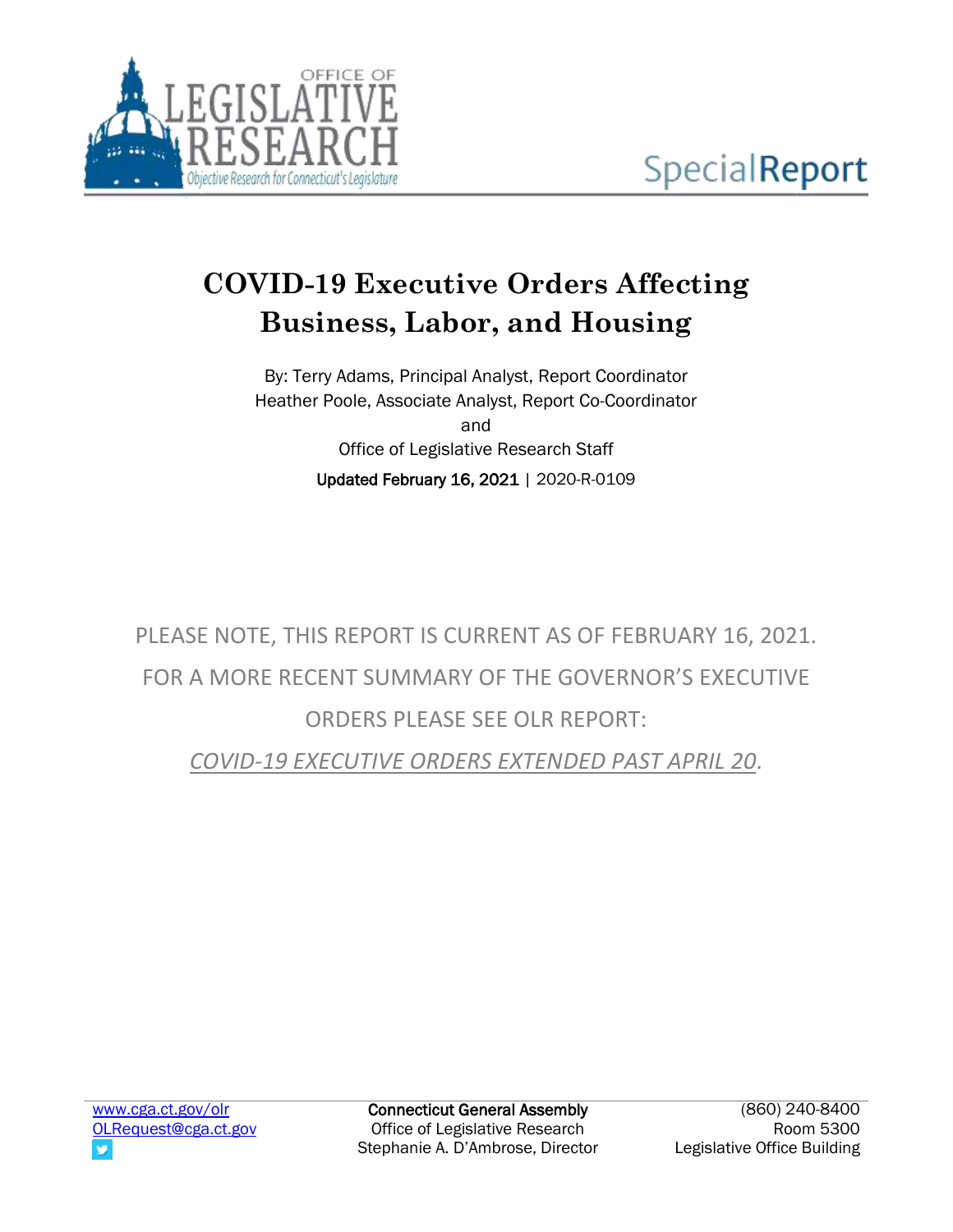OFFICE OF LEGISLATIVE RESEARCH

*Objective Research for Connecticut's Legislature*

Special**Report**

# COVID-19 Executive Orders Affecting Business, Labor, and Housing

By: Terry Adams, Principal Analyst, Report Coordinator
Heather Poole, Associate Analyst, Report Co-Coordinator
and
Office of Legislative Research Staff

**Updated February 16, 2021** | 2020-R-0109

PLEASE NOTE, THIS REPORT IS CURRENT AS OF FEBRUARY 16, 2021. FOR A MORE RECENT SUMMARY OF THE GOVERNOR'S EXECUTIVE ORDERS PLEASE SEE OLR REPORT: *COVID-19 EXECUTIVE ORDERS EXTENDED PAST APRIL 20*.

www.cga.ct.gov/olr
OLRequest@cga.ct.gov

**Connecticut General Assembly**
Office of Legislative Research
Stephanie A. D'Ambrose, Director

(860) 240-8400
Room 5300
Legislative Office Building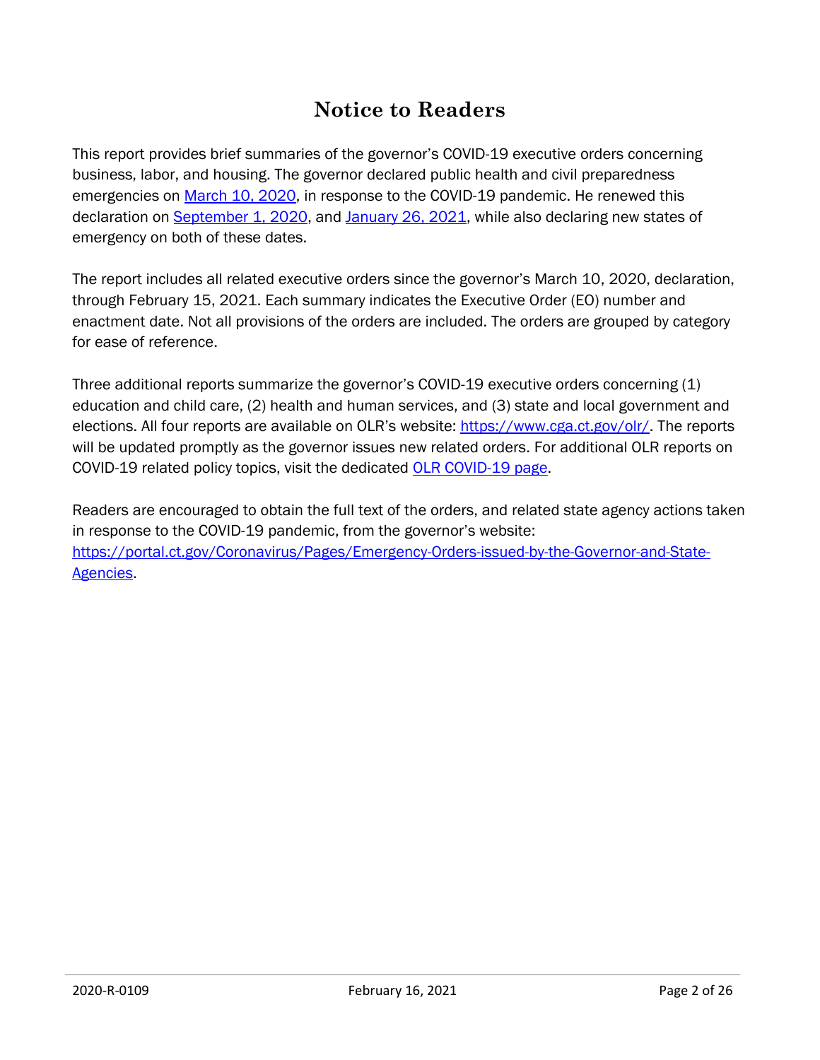# Notice to Readers

This report provides brief summaries of the governor's COVID-19 executive orders concerning business, labor, and housing. The governor declared public health and civil preparedness emergencies on [March 10, 2020](), in response to the COVID-19 pandemic. He renewed this declaration on [September 1, 2020](), and [January 26, 2021](), while also declaring new states of emergency on both of these dates.

The report includes all related executive orders since the governor's March 10, 2020, declaration, through February 15, 2021. Each summary indicates the Executive Order (EO) number and enactment date. Not all provisions of the orders are included. The orders are grouped by category for ease of reference.

Three additional reports summarize the governor's COVID-19 executive orders concerning (1) education and child care, (2) health and human services, and (3) state and local government and elections. All four reports are available on OLR's website: [https://www.cga.ct.gov/olr/](https://www.cga.ct.gov/olr/). The reports will be updated promptly as the governor issues new related orders. For additional OLR reports on COVID-19 related policy topics, visit the dedicated [OLR COVID-19 page]().

Readers are encouraged to obtain the full text of the orders, and related state agency actions taken in response to the COVID-19 pandemic, from the governor's website: [https://portal.ct.gov/Coronavirus/Pages/Emergency-Orders-issued-by-the-Governor-and-State-Agencies](https://portal.ct.gov/Coronavirus/Pages/Emergency-Orders-issued-by-the-Governor-and-State-Agencies).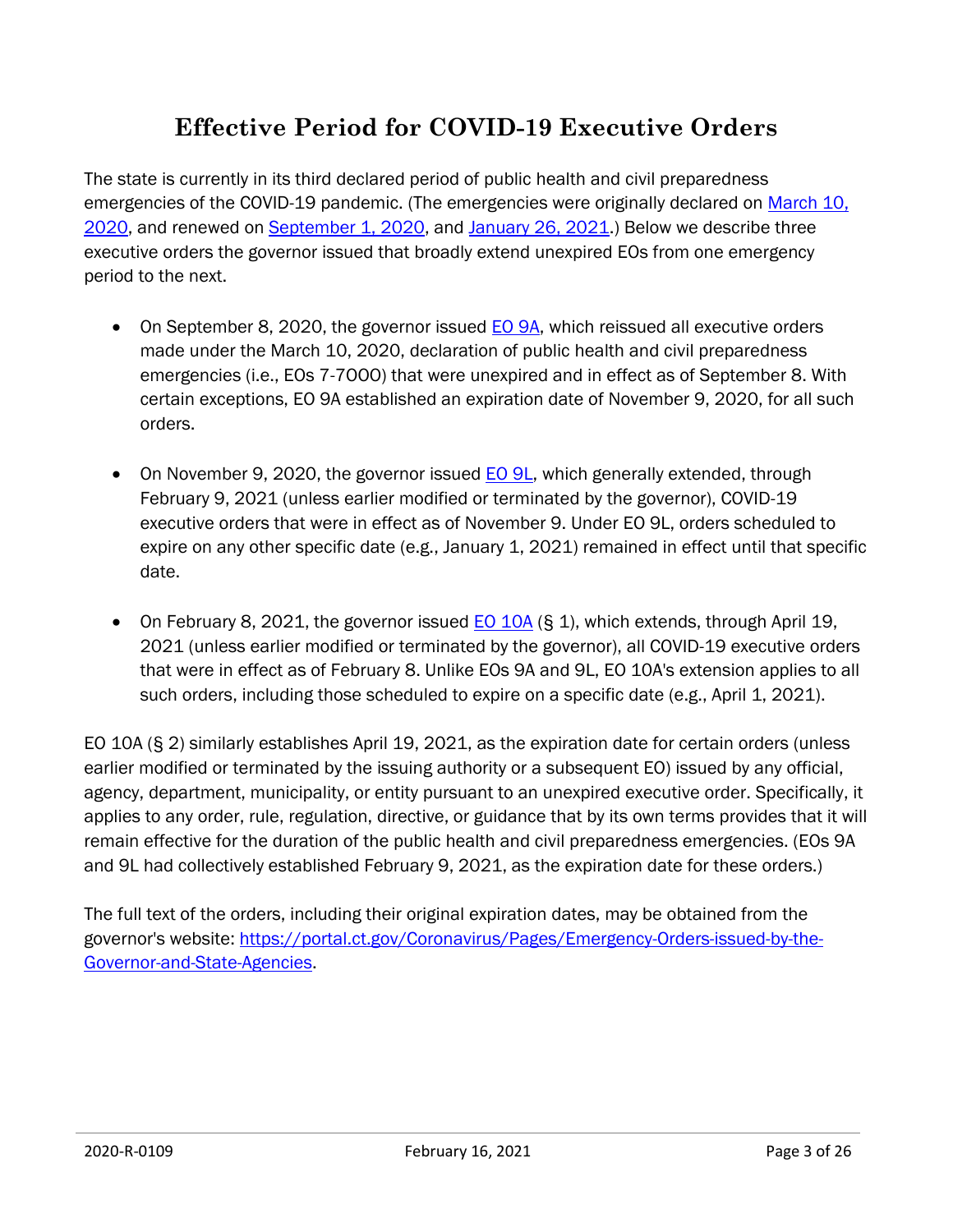## Effective Period for COVID-19 Executive Orders

The state is currently in its third declared period of public health and civil preparedness emergencies of the COVID-19 pandemic. (The emergencies were originally declared on March 10, 2020, and renewed on September 1, 2020, and January 26, 2021.) Below we describe three executive orders the governor issued that broadly extend unexpired EOs from one emergency period to the next.

- On September 8, 2020, the governor issued EO 9A, which reissued all executive orders made under the March 10, 2020, declaration of public health and civil preparedness emergencies (i.e., EOs 7-7OOO) that were unexpired and in effect as of September 8. With certain exceptions, EO 9A established an expiration date of November 9, 2020, for all such orders.
- On November 9, 2020, the governor issued EO 9L, which generally extended, through February 9, 2021 (unless earlier modified or terminated by the governor), COVID-19 executive orders that were in effect as of November 9. Under EO 9L, orders scheduled to expire on any other specific date (e.g., January 1, 2021) remained in effect until that specific date.
- On February 8, 2021, the governor issued EO 10A (§ 1), which extends, through April 19, 2021 (unless earlier modified or terminated by the governor), all COVID-19 executive orders that were in effect as of February 8. Unlike EOs 9A and 9L, EO 10A's extension applies to all such orders, including those scheduled to expire on a specific date (e.g., April 1, 2021).

EO 10A (§ 2) similarly establishes April 19, 2021, as the expiration date for certain orders (unless earlier modified or terminated by the issuing authority or a subsequent EO) issued by any official, agency, department, municipality, or entity pursuant to an unexpired executive order. Specifically, it applies to any order, rule, regulation, directive, or guidance that by its own terms provides that it will remain effective for the duration of the public health and civil preparedness emergencies. (EOs 9A and 9L had collectively established February 9, 2021, as the expiration date for these orders.)

The full text of the orders, including their original expiration dates, may be obtained from the governor's website: https://portal.ct.gov/Coronavirus/Pages/Emergency-Orders-issued-by-the-Governor-and-State-Agencies.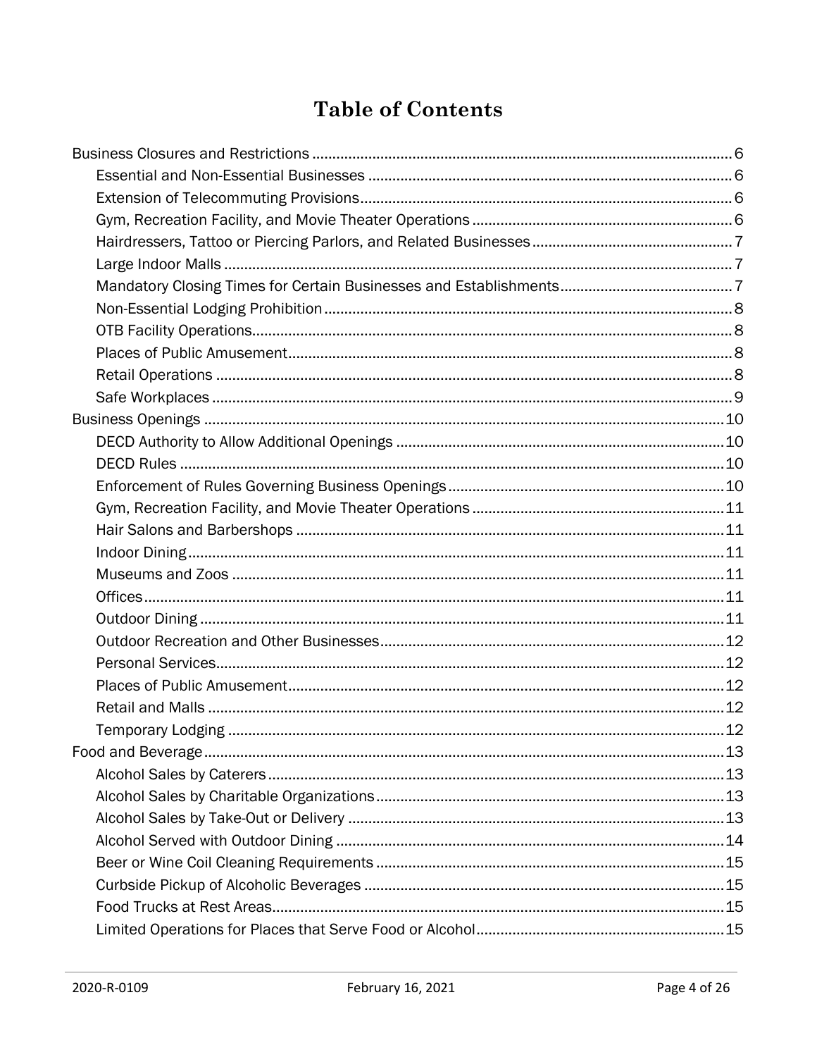# Table of Contents

- Business Closures and Restrictions ........ 6
  - Essential and Non-Essential Businesses ........ 6
  - Extension of Telecommuting Provisions ........ 6
  - Gym, Recreation Facility, and Movie Theater Operations ........ 6
  - Hairdressers, Tattoo or Piercing Parlors, and Related Businesses ........ 7
  - Large Indoor Malls ........ 7
  - Mandatory Closing Times for Certain Businesses and Establishments ........ 7
  - Non-Essential Lodging Prohibition ........ 8
  - OTB Facility Operations ........ 8
  - Places of Public Amusement ........ 8
  - Retail Operations ........ 8
  - Safe Workplaces ........ 9
- Business Openings ........ 10
  - DECD Authority to Allow Additional Openings ........ 10
  - DECD Rules ........ 10
  - Enforcement of Rules Governing Business Openings ........ 10
  - Gym, Recreation Facility, and Movie Theater Operations ........ 11
  - Hair Salons and Barbershops ........ 11
  - Indoor Dining ........ 11
  - Museums and Zoos ........ 11
  - Offices ........ 11
  - Outdoor Dining ........ 11
  - Outdoor Recreation and Other Businesses ........ 12
  - Personal Services ........ 12
  - Places of Public Amusement ........ 12
  - Retail and Malls ........ 12
  - Temporary Lodging ........ 12
- Food and Beverage ........ 13
  - Alcohol Sales by Caterers ........ 13
  - Alcohol Sales by Charitable Organizations ........ 13
  - Alcohol Sales by Take-Out or Delivery ........ 13
  - Alcohol Served with Outdoor Dining ........ 14
  - Beer or Wine Coil Cleaning Requirements ........ 15
  - Curbside Pickup of Alcoholic Beverages ........ 15
  - Food Trucks at Rest Areas ........ 15
  - Limited Operations for Places that Serve Food or Alcohol ........ 15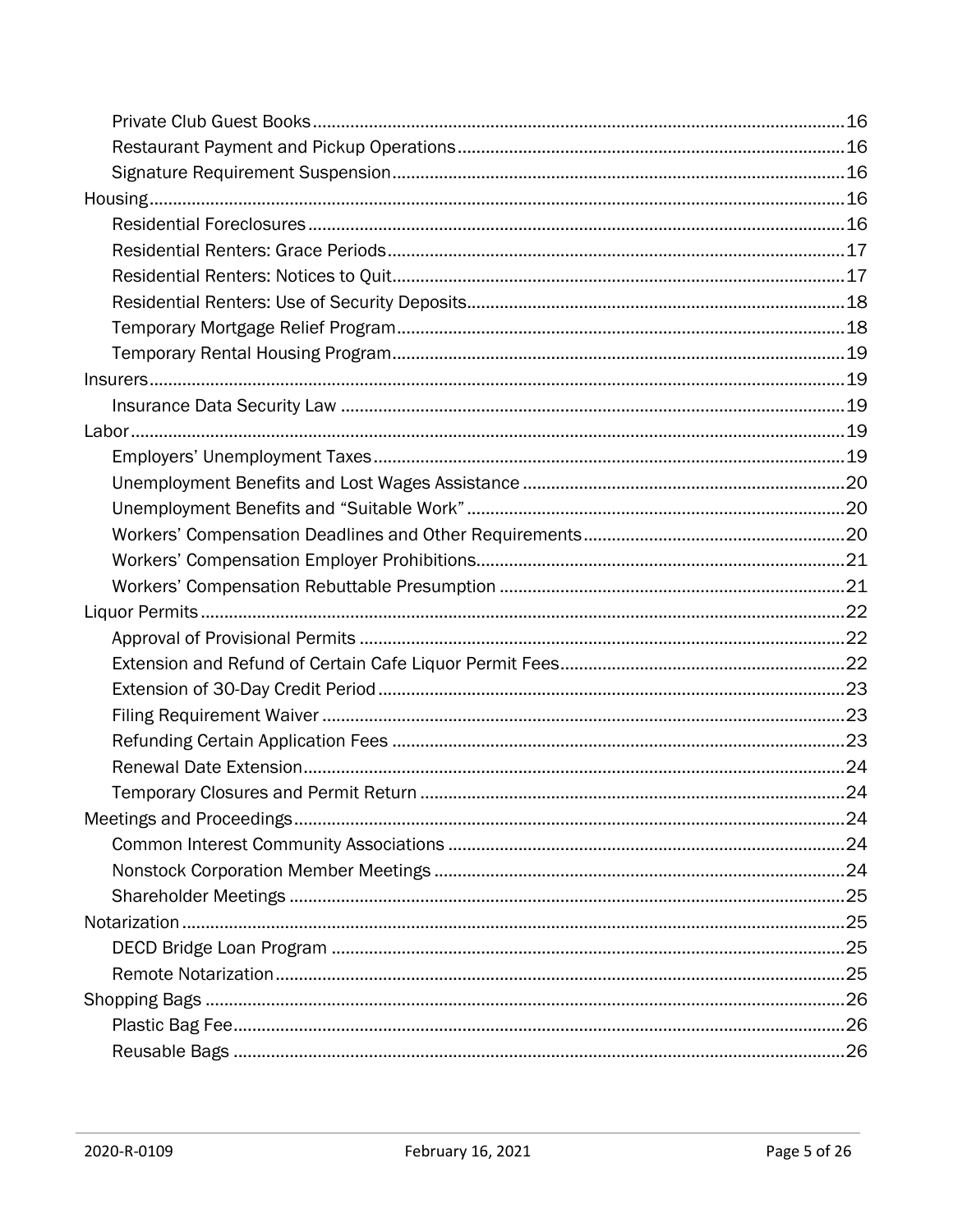- Private Club Guest Books ... 16
- Restaurant Payment and Pickup Operations ... 16
- Signature Requirement Suspension ... 16

Housing ... 16

- Residential Foreclosures ... 16
- Residential Renters: Grace Periods ... 17
- Residential Renters: Notices to Quit ... 17
- Residential Renters: Use of Security Deposits ... 18
- Temporary Mortgage Relief Program ... 18
- Temporary Rental Housing Program ... 19

Insurers ... 19

- Insurance Data Security Law ... 19

Labor ... 19

- Employers' Unemployment Taxes ... 19
- Unemployment Benefits and Lost Wages Assistance ... 20
- Unemployment Benefits and "Suitable Work" ... 20
- Workers' Compensation Deadlines and Other Requirements ... 20
- Workers' Compensation Employer Prohibitions ... 21
- Workers' Compensation Rebuttable Presumption ... 21

Liquor Permits ... 22

- Approval of Provisional Permits ... 22
- Extension and Refund of Certain Cafe Liquor Permit Fees ... 22
- Extension of 30-Day Credit Period ... 23
- Filing Requirement Waiver ... 23
- Refunding Certain Application Fees ... 23
- Renewal Date Extension ... 24
- Temporary Closures and Permit Return ... 24

Meetings and Proceedings ... 24

- Common Interest Community Associations ... 24
- Nonstock Corporation Member Meetings ... 24
- Shareholder Meetings ... 25

Notarization ... 25

- DECD Bridge Loan Program ... 25
- Remote Notarization ... 25

Shopping Bags ... 26

- Plastic Bag Fee ... 26
- Reusable Bags ... 26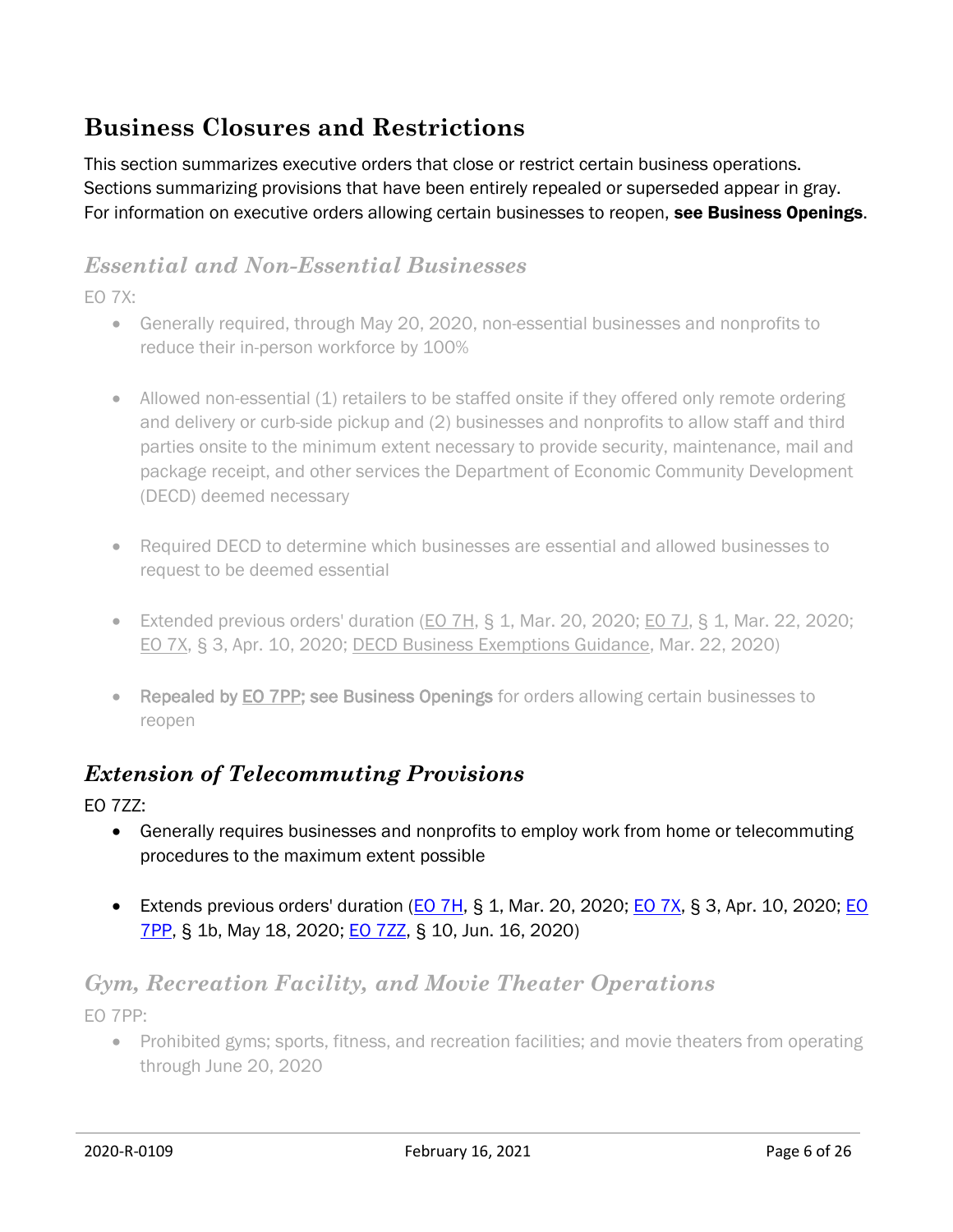## Business Closures and Restrictions

This section summarizes executive orders that close or restrict certain business operations. Sections summarizing provisions that have been entirely repealed or superseded appear in gray. For information on executive orders allowing certain businesses to reopen, **see Business Openings**.

### *Essential and Non-Essential Businesses*

EO 7X:

- Generally required, through May 20, 2020, non-essential businesses and nonprofits to reduce their in-person workforce by 100%
- Allowed non-essential (1) retailers to be staffed onsite if they offered only remote ordering and delivery or curb-side pickup and (2) businesses and nonprofits to allow staff and third parties onsite to the minimum extent necessary to provide security, maintenance, mail and package receipt, and other services the Department of Economic Community Development (DECD) deemed necessary
- Required DECD to determine which businesses are essential and allowed businesses to request to be deemed essential
- Extended previous orders' duration (EO 7H, § 1, Mar. 20, 2020; EO 7J, § 1, Mar. 22, 2020; EO 7X, § 3, Apr. 10, 2020; DECD Business Exemptions Guidance, Mar. 22, 2020)
- Repealed by EO 7PP; see Business Openings for orders allowing certain businesses to reopen

### *Extension of Telecommuting Provisions*

EO 7ZZ:

- Generally requires businesses and nonprofits to employ work from home or telecommuting procedures to the maximum extent possible
- Extends previous orders' duration (EO 7H, § 1, Mar. 20, 2020; EO 7X, § 3, Apr. 10, 2020; EO 7PP, § 1b, May 18, 2020; EO 7ZZ, § 10, Jun. 16, 2020)

### *Gym, Recreation Facility, and Movie Theater Operations*

EO 7PP:

- Prohibited gyms; sports, fitness, and recreation facilities; and movie theaters from operating through June 20, 2020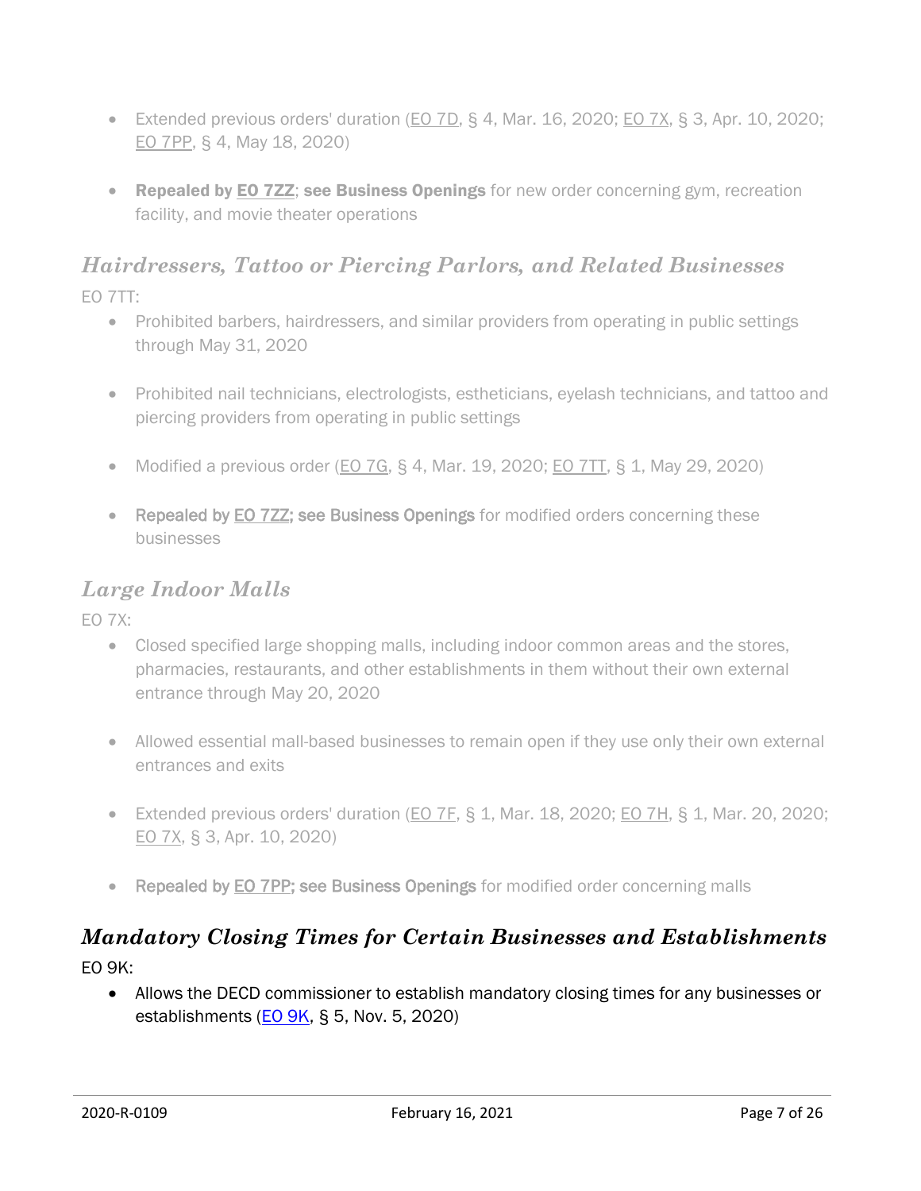- Extended previous orders' duration (EO 7D, § 4, Mar. 16, 2020; EO 7X, § 3, Apr. 10, 2020; EO 7PP, § 4, May 18, 2020)

- **Repealed by EO 7ZZ**; **see Business Openings** for new order concerning gym, recreation facility, and movie theater operations

### *Hairdressers, Tattoo or Piercing Parlors, and Related Businesses*

EO 7TT:

- Prohibited barbers, hairdressers, and similar providers from operating in public settings through May 31, 2020

- Prohibited nail technicians, electrologists, estheticians, eyelash technicians, and tattoo and piercing providers from operating in public settings

- Modified a previous order (EO 7G, § 4, Mar. 19, 2020; EO 7TT, § 1, May 29, 2020)

- Repealed by EO 7ZZ; see Business Openings for modified orders concerning these businesses

### *Large Indoor Malls*

EO 7X:

- Closed specified large shopping malls, including indoor common areas and the stores, pharmacies, restaurants, and other establishments in them without their own external entrance through May 20, 2020

- Allowed essential mall-based businesses to remain open if they use only their own external entrances and exits

- Extended previous orders' duration (EO 7F, § 1, Mar. 18, 2020; EO 7H, § 1, Mar. 20, 2020; EO 7X, § 3, Apr. 10, 2020)

- Repealed by EO 7PP; see Business Openings for modified order concerning malls

### *Mandatory Closing Times for Certain Businesses and Establishments*

EO 9K:

- Allows the DECD commissioner to establish mandatory closing times for any businesses or establishments (EO 9K, § 5, Nov. 5, 2020)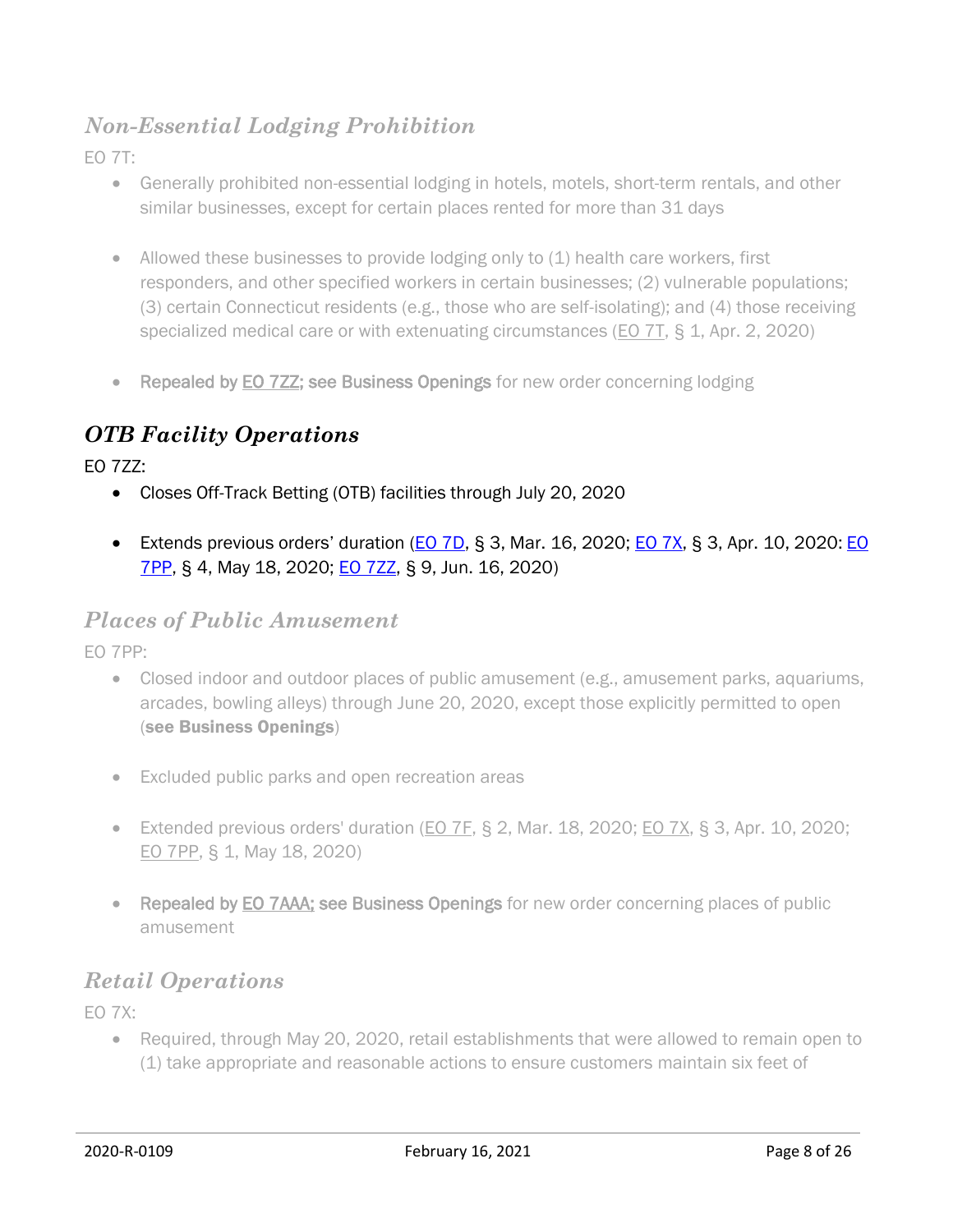## *Non-Essential Lodging Prohibition*

EO 7T:

- Generally prohibited non-essential lodging in hotels, motels, short-term rentals, and other similar businesses, except for certain places rented for more than 31 days

- Allowed these businesses to provide lodging only to (1) health care workers, first responders, and other specified workers in certain businesses; (2) vulnerable populations; (3) certain Connecticut residents (e.g., those who are self-isolating); and (4) those receiving specialized medical care or with extenuating circumstances (EO 7T, § 1, Apr. 2, 2020)

- Repealed by EO 7ZZ; see Business Openings for new order concerning lodging

## *OTB Facility Operations*

EO 7ZZ:

- Closes Off-Track Betting (OTB) facilities through July 20, 2020

- Extends previous orders' duration (EO 7D, § 3, Mar. 16, 2020; EO 7X, § 3, Apr. 10, 2020: EO 7PP, § 4, May 18, 2020; EO 7ZZ, § 9, Jun. 16, 2020)

## *Places of Public Amusement*

EO 7PP:

- Closed indoor and outdoor places of public amusement (e.g., amusement parks, aquariums, arcades, bowling alleys) through June 20, 2020, except those explicitly permitted to open (**see Business Openings**)

- Excluded public parks and open recreation areas

- Extended previous orders' duration (EO 7F, § 2, Mar. 18, 2020; EO 7X, § 3, Apr. 10, 2020; EO 7PP, § 1, May 18, 2020)

- Repealed by EO 7AAA; see Business Openings for new order concerning places of public amusement

## *Retail Operations*

EO 7X:

- Required, through May 20, 2020, retail establishments that were allowed to remain open to (1) take appropriate and reasonable actions to ensure customers maintain six feet of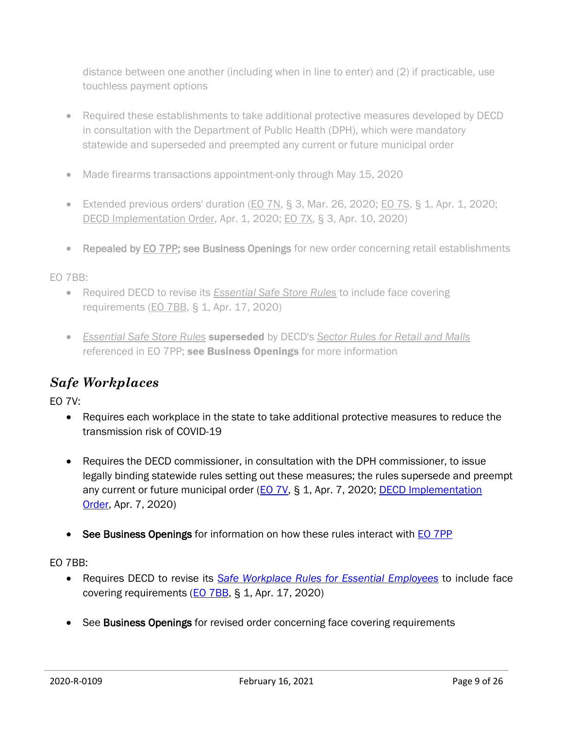distance between one another (including when in line to enter) and (2) if practicable, use touchless payment options

- Required these establishments to take additional protective measures developed by DECD in consultation with the Department of Public Health (DPH), which were mandatory statewide and superseded and preempted any current or future municipal order
- Made firearms transactions appointment-only through May 15, 2020
- Extended previous orders' duration (EO 7N, § 3, Mar. 26, 2020; EO 7S, § 1, Apr. 1, 2020; DECD Implementation Order, Apr. 1, 2020; EO 7X, § 3, Apr. 10, 2020)
- **Repealed by** EO 7PP**; see Business Openings** for new order concerning retail establishments

EO 7BB:

- Required DECD to revise its *Essential Safe Store Rules* to include face covering requirements (EO 7BB, § 1, Apr. 17, 2020)
- *Essential Safe Store Rules* **superseded** by DECD's *Sector Rules for Retail and Malls* referenced in EO 7PP; **see Business Openings** for more information

## *Safe Workplaces*

EO 7V:

- Requires each workplace in the state to take additional protective measures to reduce the transmission risk of COVID-19
- Requires the DECD commissioner, in consultation with the DPH commissioner, to issue legally binding statewide rules setting out these measures; the rules supersede and preempt any current or future municipal order (EO 7V, § 1, Apr. 7, 2020; DECD Implementation Order, Apr. 7, 2020)
- **See Business Openings** for information on how these rules interact with EO 7PP

EO 7BB:

- Requires DECD to revise its *Safe Workplace Rules for Essential Employees* to include face covering requirements (EO 7BB, § 1, Apr. 17, 2020)
- See **Business Openings** for revised order concerning face covering requirements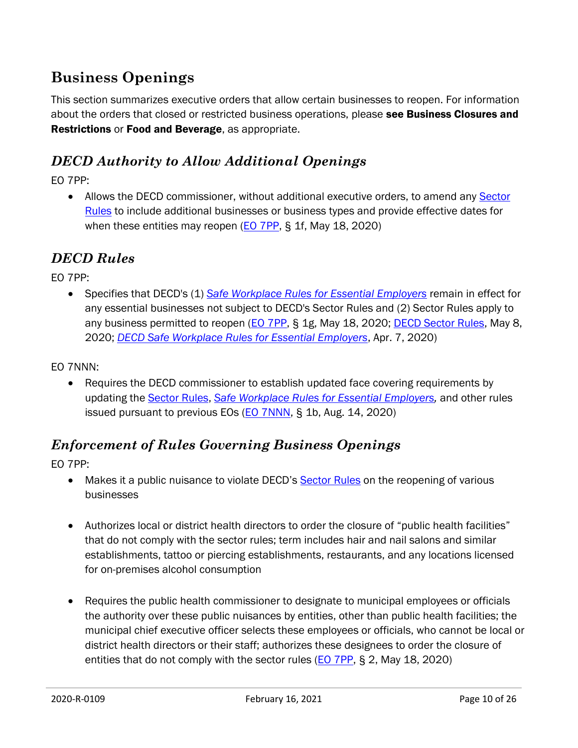## Business Openings

This section summarizes executive orders that allow certain businesses to reopen. For information about the orders that closed or restricted business operations, please **see Business Closures and Restrictions** or **Food and Beverage**, as appropriate.

### *DECD Authority to Allow Additional Openings*

EO 7PP:

- Allows the DECD commissioner, without additional executive orders, to amend any Sector Rules to include additional businesses or business types and provide effective dates for when these entities may reopen (EO 7PP, § 1f, May 18, 2020)

### *DECD Rules*

EO 7PP:

- Specifies that DECD's (1) *Safe Workplace Rules for Essential Employers* remain in effect for any essential businesses not subject to DECD's Sector Rules and (2) Sector Rules apply to any business permitted to reopen (EO 7PP, § 1g, May 18, 2020; DECD Sector Rules, May 8, 2020; *DECD Safe Workplace Rules for Essential Employers*, Apr. 7, 2020)

EO 7NNN:

- Requires the DECD commissioner to establish updated face covering requirements by updating the Sector Rules, *Safe Workplace Rules for Essential Employers,* and other rules issued pursuant to previous EOs (EO 7NNN, § 1b, Aug. 14, 2020)

### *Enforcement of Rules Governing Business Openings*

EO 7PP:

- Makes it a public nuisance to violate DECD's Sector Rules on the reopening of various businesses
- Authorizes local or district health directors to order the closure of "public health facilities" that do not comply with the sector rules; term includes hair and nail salons and similar establishments, tattoo or piercing establishments, restaurants, and any locations licensed for on-premises alcohol consumption
- Requires the public health commissioner to designate to municipal employees or officials the authority over these public nuisances by entities, other than public health facilities; the municipal chief executive officer selects these employees or officials, who cannot be local or district health directors or their staff; authorizes these designees to order the closure of entities that do not comply with the sector rules (EO 7PP, § 2, May 18, 2020)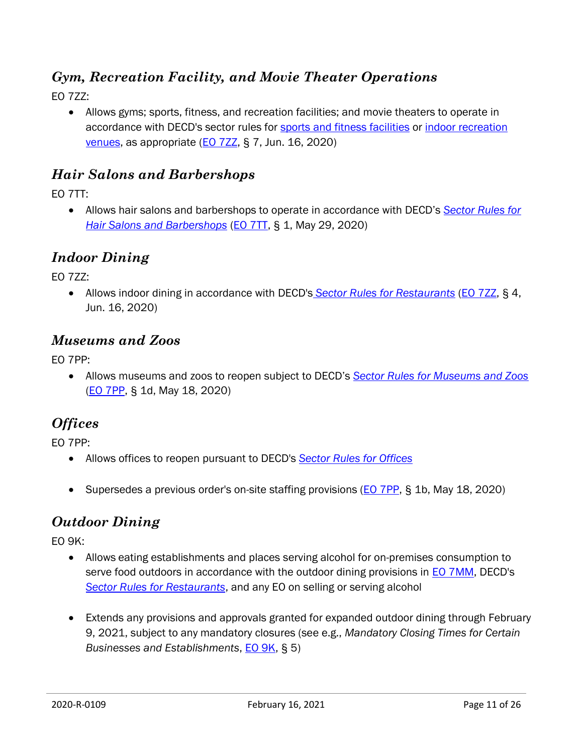## *Gym, Recreation Facility, and Movie Theater Operations*

EO 7ZZ:

- Allows gyms; sports, fitness, and recreation facilities; and movie theaters to operate in accordance with DECD's sector rules for sports and fitness facilities or indoor recreation venues, as appropriate (EO 7ZZ, § 7, Jun. 16, 2020)

## *Hair Salons and Barbershops*

EO 7TT:

- Allows hair salons and barbershops to operate in accordance with DECD's *Sector Rules for Hair Salons and Barbershops* (EO 7TT, § 1, May 29, 2020)

## *Indoor Dining*

EO 7ZZ:

- Allows indoor dining in accordance with DECD's *Sector Rules for Restaurants* (EO 7ZZ, § 4, Jun. 16, 2020)

## *Museums and Zoos*

EO 7PP:

- Allows museums and zoos to reopen subject to DECD's *Sector Rules for Museums and Zoos* (EO 7PP, § 1d, May 18, 2020)

## *Offices*

EO 7PP:

- Allows offices to reopen pursuant to DECD's *Sector Rules for Offices*
- Supersedes a previous order's on-site staffing provisions (EO 7PP, § 1b, May 18, 2020)

## *Outdoor Dining*

EO 9K:

- Allows eating establishments and places serving alcohol for on-premises consumption to serve food outdoors in accordance with the outdoor dining provisions in EO 7MM, DECD's *Sector Rules for Restaurants*, and any EO on selling or serving alcohol
- Extends any provisions and approvals granted for expanded outdoor dining through February 9, 2021, subject to any mandatory closures (see e.g., *Mandatory Closing Times for Certain Businesses and Establishments*, EO 9K, § 5)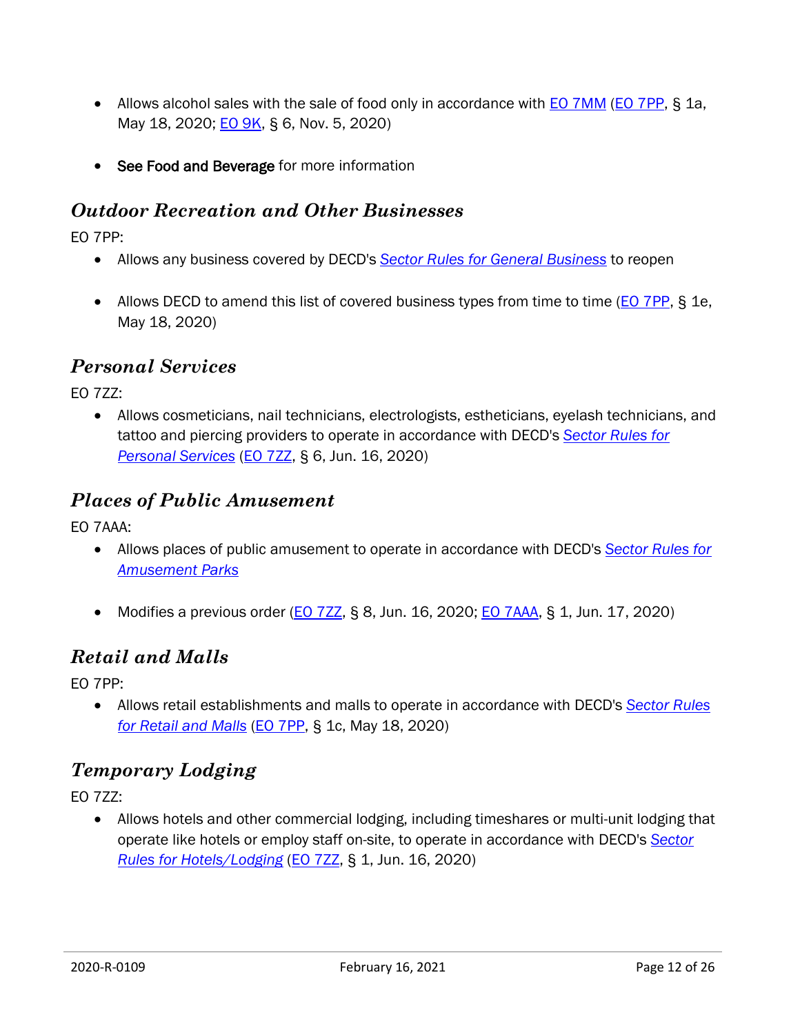- Allows alcohol sales with the sale of food only in accordance with EO 7MM (EO 7PP, § 1a, May 18, 2020; EO 9K, § 6, Nov. 5, 2020)

- **See Food and Beverage** for more information

### *Outdoor Recreation and Other Businesses*

EO 7PP:

- Allows any business covered by DECD's *Sector Rules for General Business* to reopen

- Allows DECD to amend this list of covered business types from time to time (EO 7PP, § 1e, May 18, 2020)

### *Personal Services*

EO 7ZZ:

- Allows cosmeticians, nail technicians, electrologists, estheticians, eyelash technicians, and tattoo and piercing providers to operate in accordance with DECD's *Sector Rules for Personal Services* (EO 7ZZ, § 6, Jun. 16, 2020)

### *Places of Public Amusement*

EO 7AAA:

- Allows places of public amusement to operate in accordance with DECD's *Sector Rules for Amusement Parks*

- Modifies a previous order (EO 7ZZ, § 8, Jun. 16, 2020; EO 7AAA, § 1, Jun. 17, 2020)

### *Retail and Malls*

EO 7PP:

- Allows retail establishments and malls to operate in accordance with DECD's *Sector Rules for Retail and Malls* (EO 7PP, § 1c, May 18, 2020)

### *Temporary Lodging*

EO 7ZZ:

- Allows hotels and other commercial lodging, including timeshares or multi-unit lodging that operate like hotels or employ staff on-site, to operate in accordance with DECD's *Sector Rules for Hotels/Lodging* (EO 7ZZ, § 1, Jun. 16, 2020)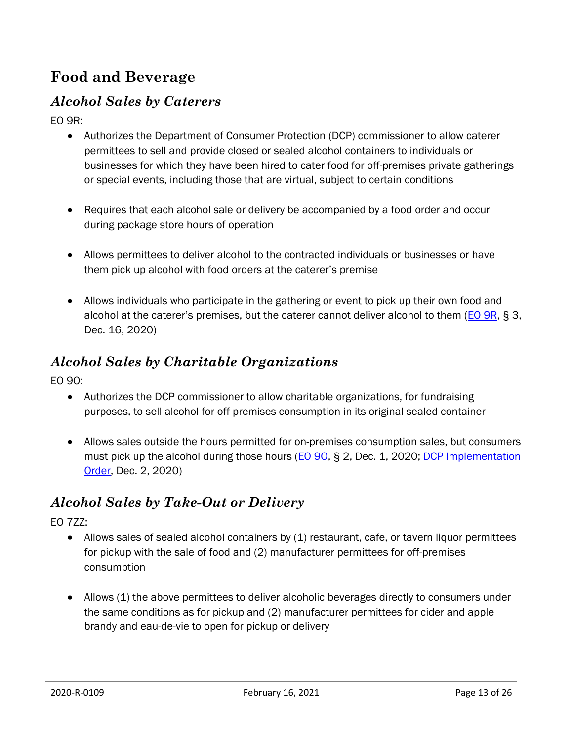# Food and Beverage

## *Alcohol Sales by Caterers*

EO 9R:

- Authorizes the Department of Consumer Protection (DCP) commissioner to allow caterer permittees to sell and provide closed or sealed alcohol containers to individuals or businesses for which they have been hired to cater food for off-premises private gatherings or special events, including those that are virtual, subject to certain conditions
- Requires that each alcohol sale or delivery be accompanied by a food order and occur during package store hours of operation
- Allows permittees to deliver alcohol to the contracted individuals or businesses or have them pick up alcohol with food orders at the caterer's premise
- Allows individuals who participate in the gathering or event to pick up their own food and alcohol at the caterer's premises, but the caterer cannot deliver alcohol to them (EO 9R, § 3, Dec. 16, 2020)

## *Alcohol Sales by Charitable Organizations*

EO 9O:

- Authorizes the DCP commissioner to allow charitable organizations, for fundraising purposes, to sell alcohol for off-premises consumption in its original sealed container
- Allows sales outside the hours permitted for on-premises consumption sales, but consumers must pick up the alcohol during those hours (EO 9O, § 2, Dec. 1, 2020; DCP Implementation Order, Dec. 2, 2020)

## *Alcohol Sales by Take-Out or Delivery*

EO 7ZZ:

- Allows sales of sealed alcohol containers by (1) restaurant, cafe, or tavern liquor permittees for pickup with the sale of food and (2) manufacturer permittees for off-premises consumption
- Allows (1) the above permittees to deliver alcoholic beverages directly to consumers under the same conditions as for pickup and (2) manufacturer permittees for cider and apple brandy and eau-de-vie to open for pickup or delivery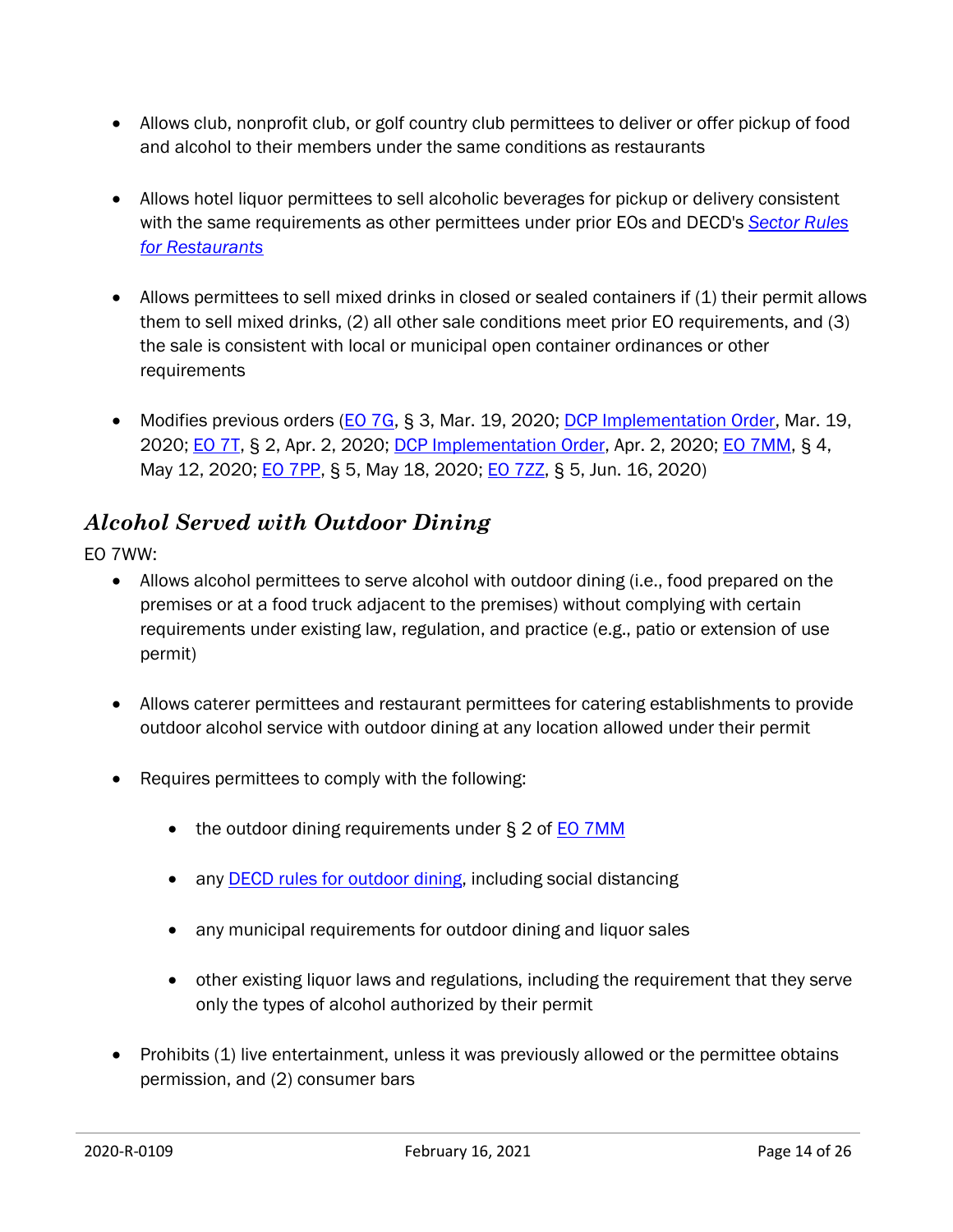- Allows club, nonprofit club, or golf country club permittees to deliver or offer pickup of food and alcohol to their members under the same conditions as restaurants

- Allows hotel liquor permittees to sell alcoholic beverages for pickup or delivery consistent with the same requirements as other permittees under prior EOs and DECD's *Sector Rules for Restaurants*

- Allows permittees to sell mixed drinks in closed or sealed containers if (1) their permit allows them to sell mixed drinks, (2) all other sale conditions meet prior EO requirements, and (3) the sale is consistent with local or municipal open container ordinances or other requirements

- Modifies previous orders (EO 7G, § 3, Mar. 19, 2020; DCP Implementation Order, Mar. 19, 2020; EO 7T, § 2, Apr. 2, 2020; DCP Implementation Order, Apr. 2, 2020; EO 7MM, § 4, May 12, 2020; EO 7PP, § 5, May 18, 2020; EO 7ZZ, § 5, Jun. 16, 2020)

## *Alcohol Served with Outdoor Dining*

EO 7WW:

- Allows alcohol permittees to serve alcohol with outdoor dining (i.e., food prepared on the premises or at a food truck adjacent to the premises) without complying with certain requirements under existing law, regulation, and practice (e.g., patio or extension of use permit)

- Allows caterer permittees and restaurant permittees for catering establishments to provide outdoor alcohol service with outdoor dining at any location allowed under their permit

- Requires permittees to comply with the following:

  - the outdoor dining requirements under § 2 of EO 7MM

  - any DECD rules for outdoor dining, including social distancing

  - any municipal requirements for outdoor dining and liquor sales

  - other existing liquor laws and regulations, including the requirement that they serve only the types of alcohol authorized by their permit

- Prohibits (1) live entertainment, unless it was previously allowed or the permittee obtains permission, and (2) consumer bars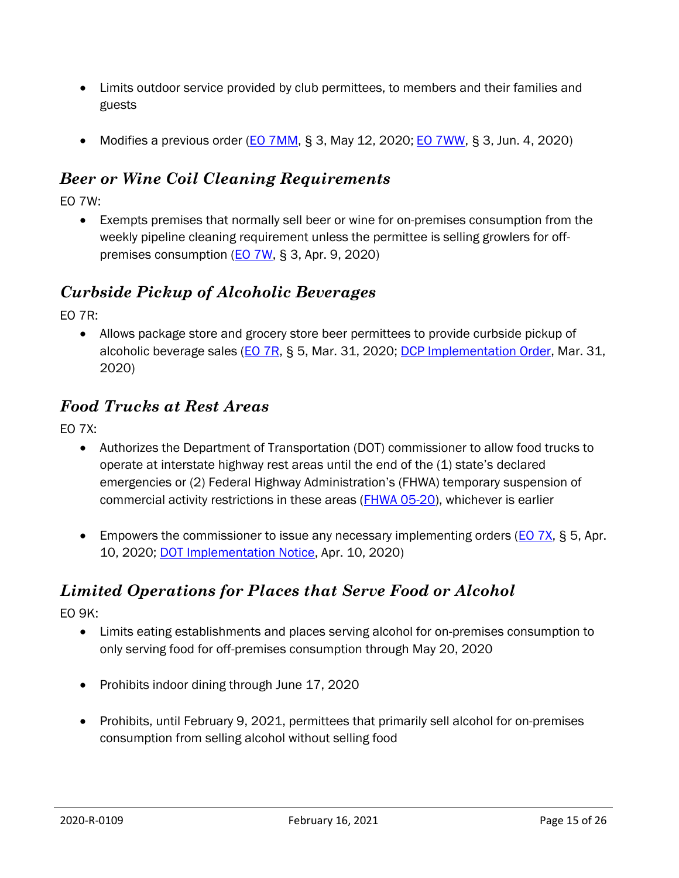- Limits outdoor service provided by club permittees, to members and their families and guests

- Modifies a previous order (EO 7MM, § 3, May 12, 2020; EO 7WW, § 3, Jun. 4, 2020)

### *Beer or Wine Coil Cleaning Requirements*

EO 7W:

- Exempts premises that normally sell beer or wine for on-premises consumption from the weekly pipeline cleaning requirement unless the permittee is selling growlers for off-premises consumption (EO 7W, § 3, Apr. 9, 2020)

### *Curbside Pickup of Alcoholic Beverages*

EO 7R:

- Allows package store and grocery store beer permittees to provide curbside pickup of alcoholic beverage sales (EO 7R, § 5, Mar. 31, 2020; DCP Implementation Order, Mar. 31, 2020)

### *Food Trucks at Rest Areas*

EO 7X:

- Authorizes the Department of Transportation (DOT) commissioner to allow food trucks to operate at interstate highway rest areas until the end of the (1) state's declared emergencies or (2) Federal Highway Administration's (FHWA) temporary suspension of commercial activity restrictions in these areas (FHWA 05-20), whichever is earlier

- Empowers the commissioner to issue any necessary implementing orders (EO 7X, § 5, Apr. 10, 2020; DOT Implementation Notice, Apr. 10, 2020)

### *Limited Operations for Places that Serve Food or Alcohol*

EO 9K:

- Limits eating establishments and places serving alcohol for on-premises consumption to only serving food for off-premises consumption through May 20, 2020

- Prohibits indoor dining through June 17, 2020

- Prohibits, until February 9, 2021, permittees that primarily sell alcohol for on-premises consumption from selling alcohol without selling food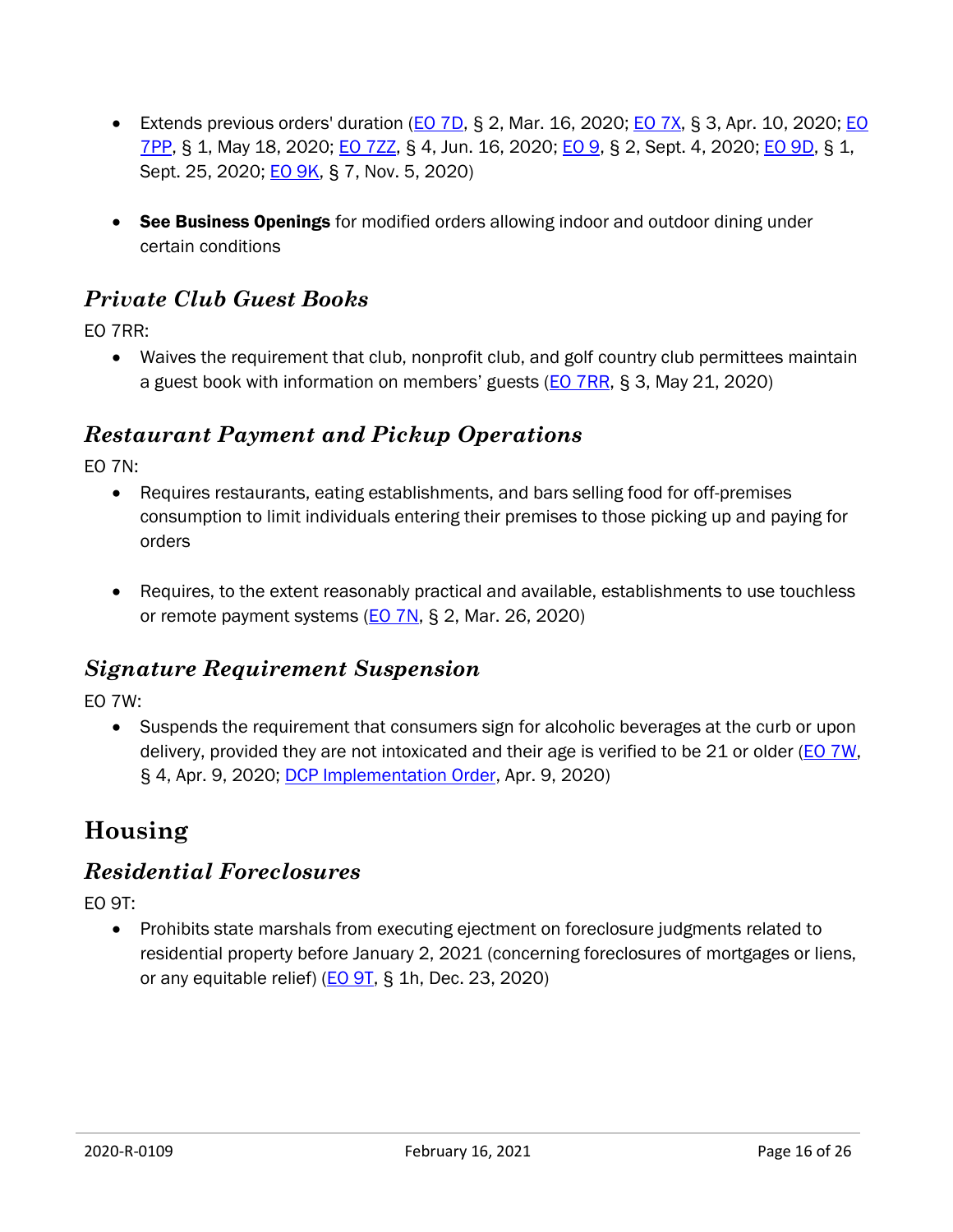- Extends previous orders' duration (EO 7D, § 2, Mar. 16, 2020; EO 7X, § 3, Apr. 10, 2020; EO 7PP, § 1, May 18, 2020; EO 7ZZ, § 4, Jun. 16, 2020; EO 9, § 2, Sept. 4, 2020; EO 9D, § 1, Sept. 25, 2020; EO 9K, § 7, Nov. 5, 2020)

- **See Business Openings** for modified orders allowing indoor and outdoor dining under certain conditions

### *Private Club Guest Books*

EO 7RR:

- Waives the requirement that club, nonprofit club, and golf country club permittees maintain a guest book with information on members' guests (EO 7RR, § 3, May 21, 2020)

### *Restaurant Payment and Pickup Operations*

EO 7N:

- Requires restaurants, eating establishments, and bars selling food for off-premises consumption to limit individuals entering their premises to those picking up and paying for orders

- Requires, to the extent reasonably practical and available, establishments to use touchless or remote payment systems (EO 7N, § 2, Mar. 26, 2020)

### *Signature Requirement Suspension*

EO 7W:

- Suspends the requirement that consumers sign for alcoholic beverages at the curb or upon delivery, provided they are not intoxicated and their age is verified to be 21 or older (EO 7W, § 4, Apr. 9, 2020; DCP Implementation Order, Apr. 9, 2020)

## Housing

### *Residential Foreclosures*

EO 9T:

- Prohibits state marshals from executing ejectment on foreclosure judgments related to residential property before January 2, 2021 (concerning foreclosures of mortgages or liens, or any equitable relief) (EO 9T, § 1h, Dec. 23, 2020)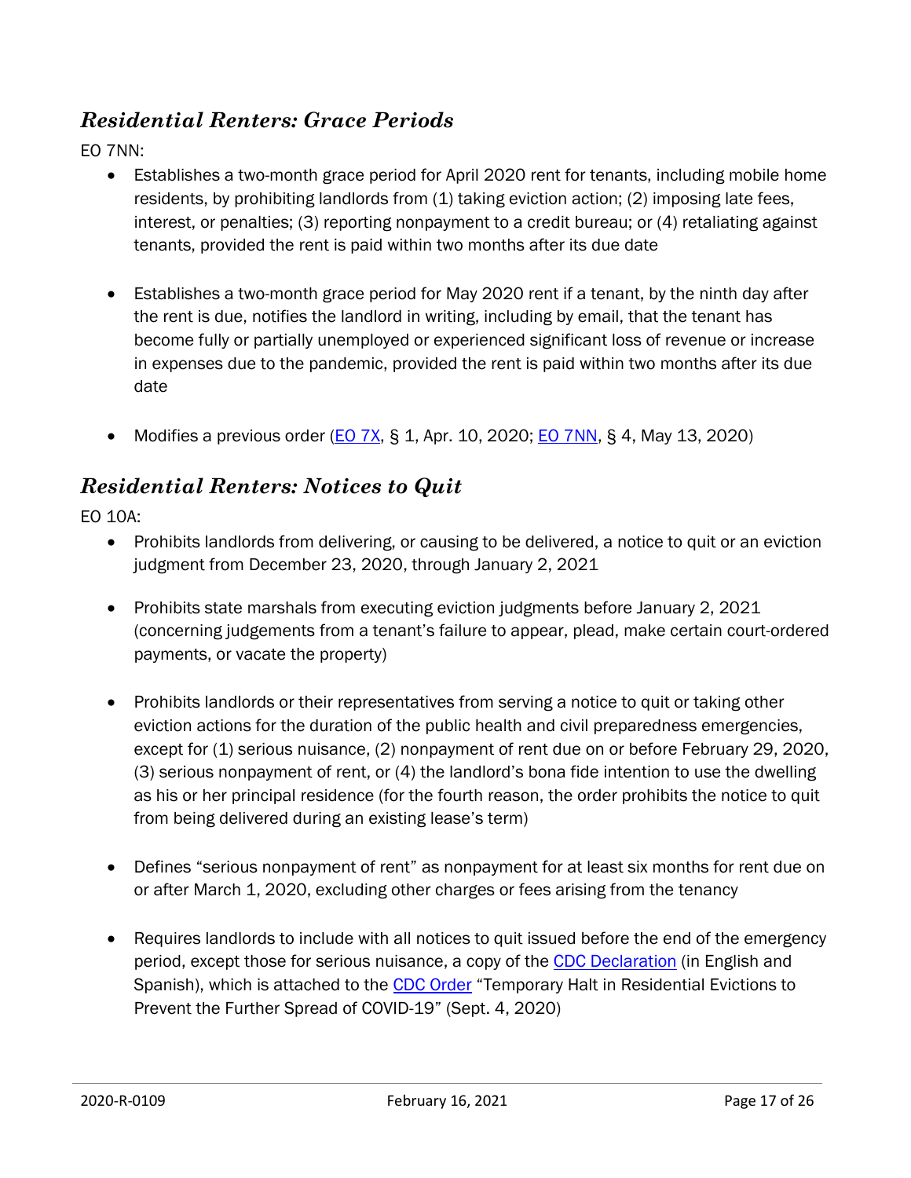## *Residential Renters: Grace Periods*

EO 7NN:

- Establishes a two-month grace period for April 2020 rent for tenants, including mobile home residents, by prohibiting landlords from (1) taking eviction action; (2) imposing late fees, interest, or penalties; (3) reporting nonpayment to a credit bureau; or (4) retaliating against tenants, provided the rent is paid within two months after its due date

- Establishes a two-month grace period for May 2020 rent if a tenant, by the ninth day after the rent is due, notifies the landlord in writing, including by email, that the tenant has become fully or partially unemployed or experienced significant loss of revenue or increase in expenses due to the pandemic, provided the rent is paid within two months after its due date

- Modifies a previous order (EO 7X, § 1, Apr. 10, 2020; EO 7NN, § 4, May 13, 2020)

## *Residential Renters: Notices to Quit*

EO 10A:

- Prohibits landlords from delivering, or causing to be delivered, a notice to quit or an eviction judgment from December 23, 2020, through January 2, 2021

- Prohibits state marshals from executing eviction judgments before January 2, 2021 (concerning judgements from a tenant's failure to appear, plead, make certain court-ordered payments, or vacate the property)

- Prohibits landlords or their representatives from serving a notice to quit or taking other eviction actions for the duration of the public health and civil preparedness emergencies, except for (1) serious nuisance, (2) nonpayment of rent due on or before February 29, 2020, (3) serious nonpayment of rent, or (4) the landlord's bona fide intention to use the dwelling as his or her principal residence (for the fourth reason, the order prohibits the notice to quit from being delivered during an existing lease's term)

- Defines "serious nonpayment of rent" as nonpayment for at least six months for rent due on or after March 1, 2020, excluding other charges or fees arising from the tenancy

- Requires landlords to include with all notices to quit issued before the end of the emergency period, except those for serious nuisance, a copy of the CDC Declaration (in English and Spanish), which is attached to the CDC Order "Temporary Halt in Residential Evictions to Prevent the Further Spread of COVID-19" (Sept. 4, 2020)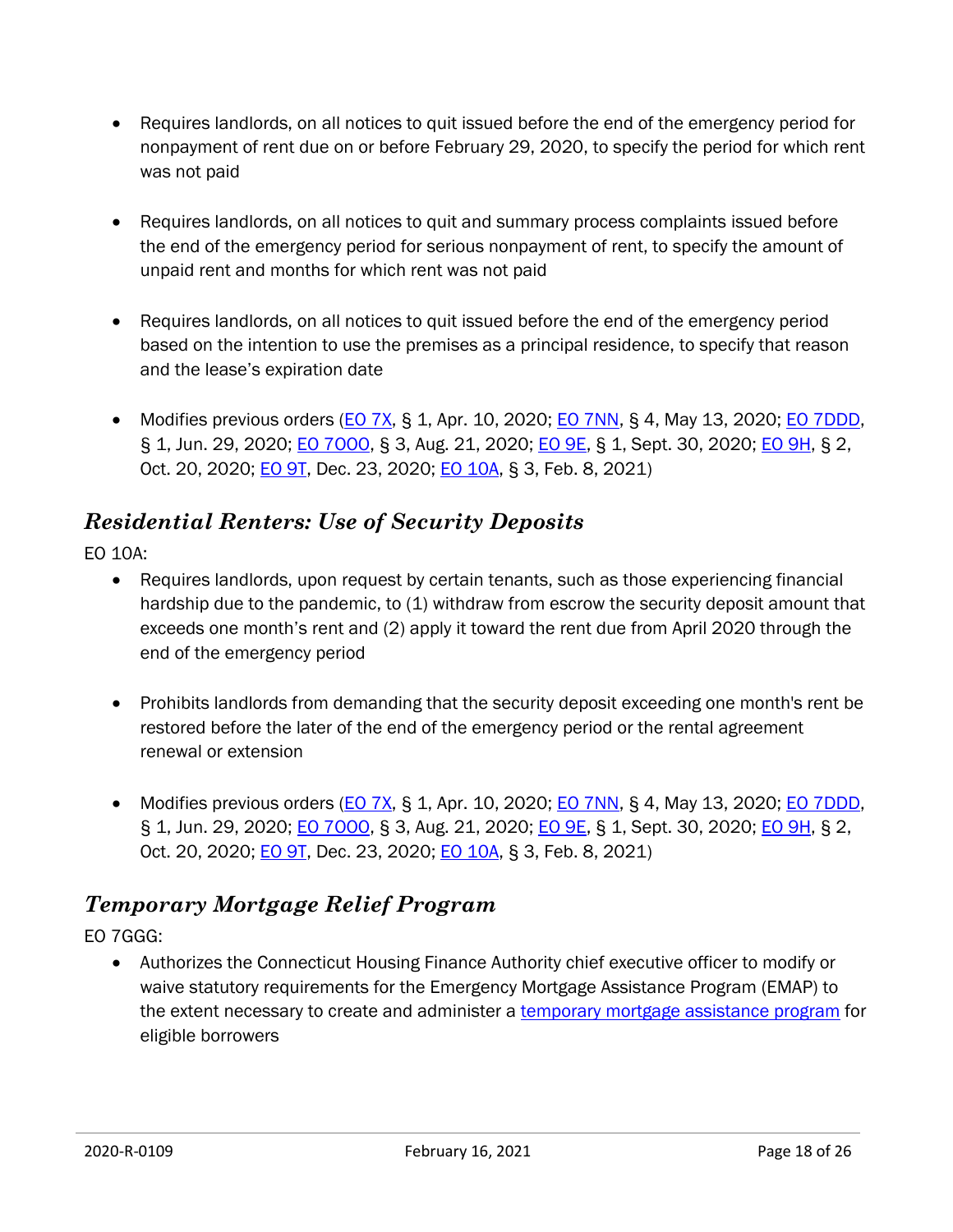- Requires landlords, on all notices to quit issued before the end of the emergency period for nonpayment of rent due on or before February 29, 2020, to specify the period for which rent was not paid
- Requires landlords, on all notices to quit and summary process complaints issued before the end of the emergency period for serious nonpayment of rent, to specify the amount of unpaid rent and months for which rent was not paid
- Requires landlords, on all notices to quit issued before the end of the emergency period based on the intention to use the premises as a principal residence, to specify that reason and the lease's expiration date
- Modifies previous orders (EO 7X, § 1, Apr. 10, 2020; EO 7NN, § 4, May 13, 2020; EO 7DDD, § 1, Jun. 29, 2020; EO 7OOO, § 3, Aug. 21, 2020; EO 9E, § 1, Sept. 30, 2020; EO 9H, § 2, Oct. 20, 2020; EO 9T, Dec. 23, 2020; EO 10A, § 3, Feb. 8, 2021)

## *Residential Renters: Use of Security Deposits*

EO 10A:

- Requires landlords, upon request by certain tenants, such as those experiencing financial hardship due to the pandemic, to (1) withdraw from escrow the security deposit amount that exceeds one month's rent and (2) apply it toward the rent due from April 2020 through the end of the emergency period
- Prohibits landlords from demanding that the security deposit exceeding one month's rent be restored before the later of the end of the emergency period or the rental agreement renewal or extension
- Modifies previous orders (EO 7X, § 1, Apr. 10, 2020; EO 7NN, § 4, May 13, 2020; EO 7DDD, § 1, Jun. 29, 2020; EO 7OOO, § 3, Aug. 21, 2020; EO 9E, § 1, Sept. 30, 2020; EO 9H, § 2, Oct. 20, 2020; EO 9T, Dec. 23, 2020; EO 10A, § 3, Feb. 8, 2021)

## *Temporary Mortgage Relief Program*

EO 7GGG:

- Authorizes the Connecticut Housing Finance Authority chief executive officer to modify or waive statutory requirements for the Emergency Mortgage Assistance Program (EMAP) to the extent necessary to create and administer a temporary mortgage assistance program for eligible borrowers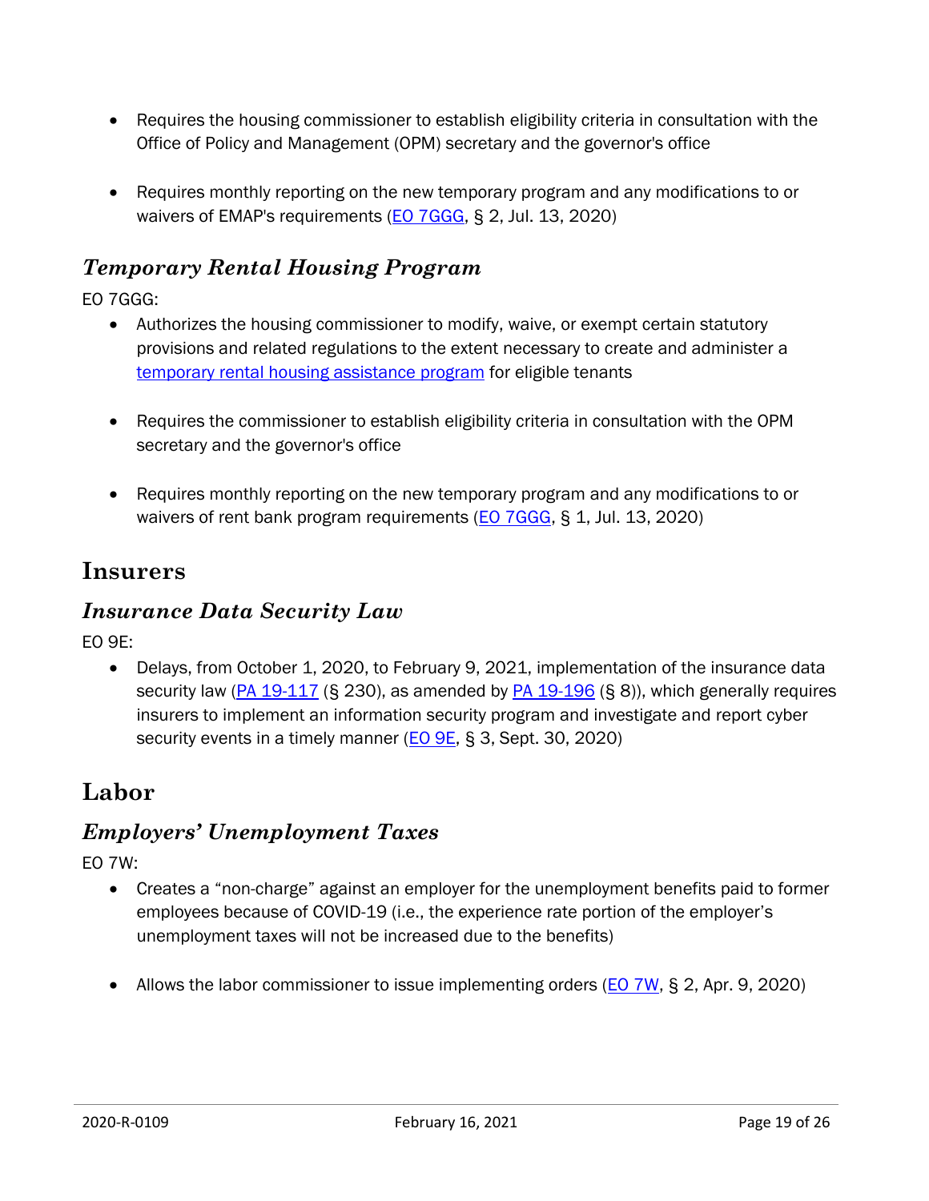- Requires the housing commissioner to establish eligibility criteria in consultation with the Office of Policy and Management (OPM) secretary and the governor's office

- Requires monthly reporting on the new temporary program and any modifications to or waivers of EMAP's requirements (EO 7GGG, § 2, Jul. 13, 2020)

### *Temporary Rental Housing Program*

EO 7GGG:

- Authorizes the housing commissioner to modify, waive, or exempt certain statutory provisions and related regulations to the extent necessary to create and administer a temporary rental housing assistance program for eligible tenants

- Requires the commissioner to establish eligibility criteria in consultation with the OPM secretary and the governor's office

- Requires monthly reporting on the new temporary program and any modifications to or waivers of rent bank program requirements (EO 7GGG, § 1, Jul. 13, 2020)

## Insurers

### *Insurance Data Security Law*

EO 9E:

- Delays, from October 1, 2020, to February 9, 2021, implementation of the insurance data security law (PA 19-117 (§ 230), as amended by PA 19-196 (§ 8)), which generally requires insurers to implement an information security program and investigate and report cyber security events in a timely manner (EO 9E, § 3, Sept. 30, 2020)

## Labor

### *Employers' Unemployment Taxes*

EO 7W:

- Creates a "non-charge" against an employer for the unemployment benefits paid to former employees because of COVID-19 (i.e., the experience rate portion of the employer's unemployment taxes will not be increased due to the benefits)

- Allows the labor commissioner to issue implementing orders (EO 7W, § 2, Apr. 9, 2020)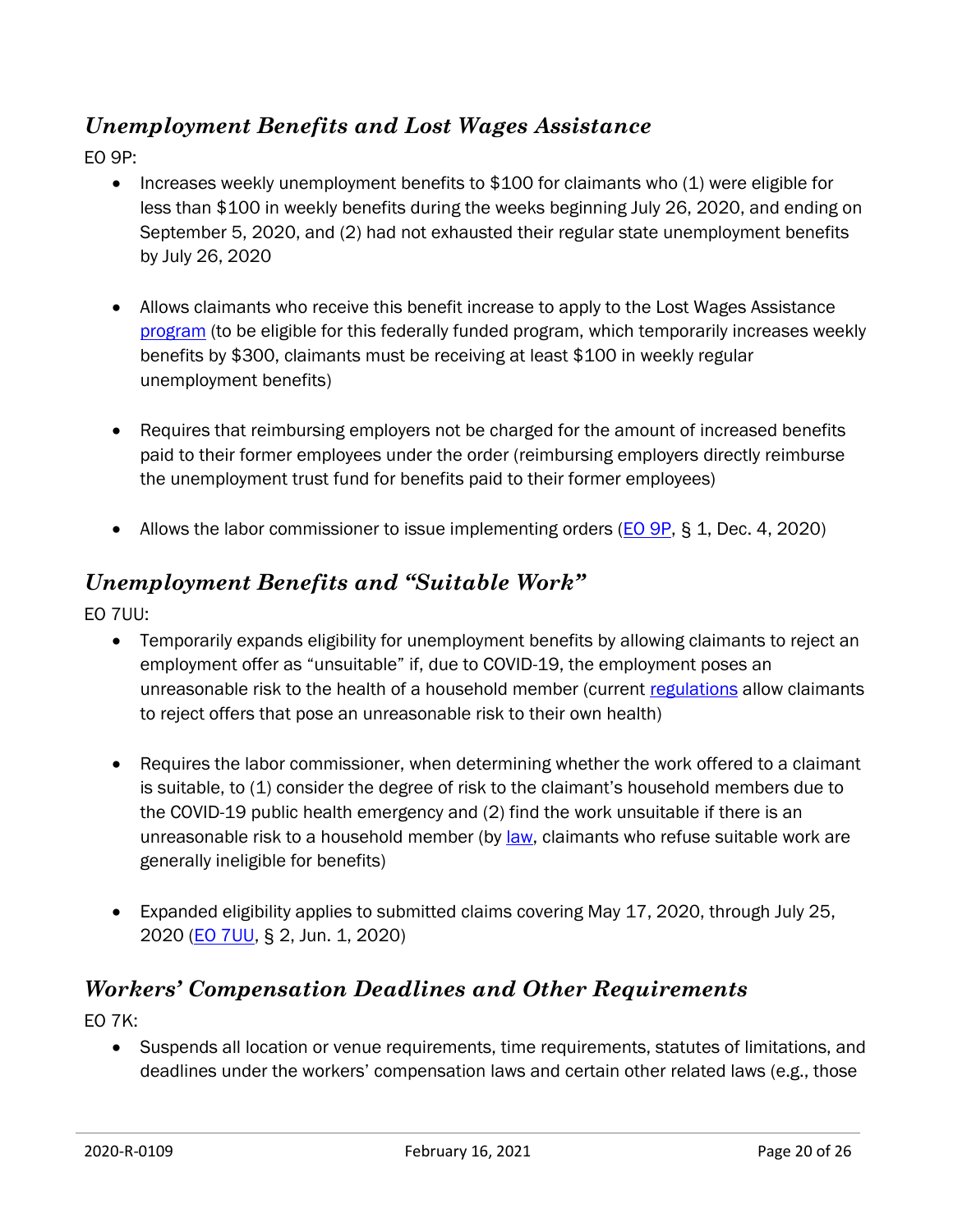## *Unemployment Benefits and Lost Wages Assistance*

EO 9P:

- Increases weekly unemployment benefits to $100 for claimants who (1) were eligible for less than $100 in weekly benefits during the weeks beginning July 26, 2020, and ending on September 5, 2020, and (2) had not exhausted their regular state unemployment benefits by July 26, 2020

- Allows claimants who receive this benefit increase to apply to the Lost Wages Assistance program (to be eligible for this federally funded program, which temporarily increases weekly benefits by $300, claimants must be receiving at least $100 in weekly regular unemployment benefits)

- Requires that reimbursing employers not be charged for the amount of increased benefits paid to their former employees under the order (reimbursing employers directly reimburse the unemployment trust fund for benefits paid to their former employees)

- Allows the labor commissioner to issue implementing orders (EO 9P, § 1, Dec. 4, 2020)

## *Unemployment Benefits and "Suitable Work"*

EO 7UU:

- Temporarily expands eligibility for unemployment benefits by allowing claimants to reject an employment offer as "unsuitable" if, due to COVID-19, the employment poses an unreasonable risk to the health of a household member (current regulations allow claimants to reject offers that pose an unreasonable risk to their own health)

- Requires the labor commissioner, when determining whether the work offered to a claimant is suitable, to (1) consider the degree of risk to the claimant's household members due to the COVID-19 public health emergency and (2) find the work unsuitable if there is an unreasonable risk to a household member (by law, claimants who refuse suitable work are generally ineligible for benefits)

- Expanded eligibility applies to submitted claims covering May 17, 2020, through July 25, 2020 (EO 7UU, § 2, Jun. 1, 2020)

## *Workers' Compensation Deadlines and Other Requirements*

EO 7K:

- Suspends all location or venue requirements, time requirements, statutes of limitations, and deadlines under the workers' compensation laws and certain other related laws (e.g., those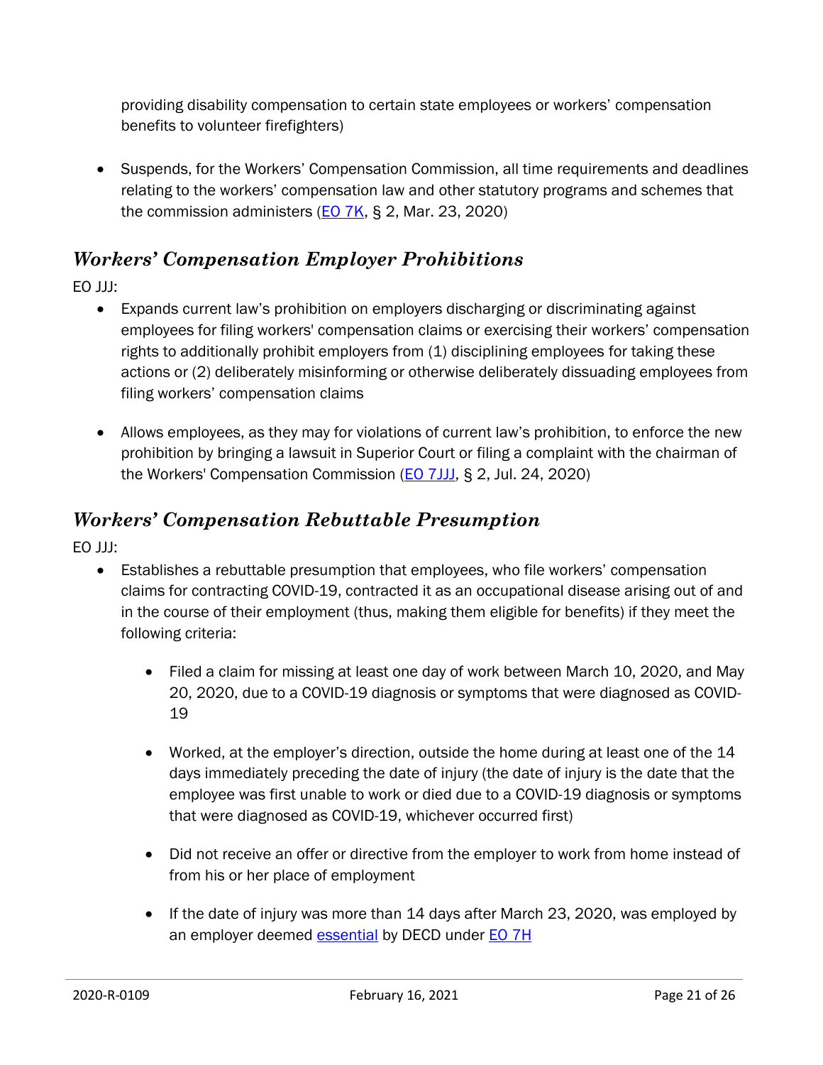providing disability compensation to certain state employees or workers' compensation benefits to volunteer firefighters)

- Suspends, for the Workers' Compensation Commission, all time requirements and deadlines relating to the workers' compensation law and other statutory programs and schemes that the commission administers (EO 7K, § 2, Mar. 23, 2020)

## *Workers' Compensation Employer Prohibitions*

EO JJJ:

- Expands current law's prohibition on employers discharging or discriminating against employees for filing workers' compensation claims or exercising their workers' compensation rights to additionally prohibit employers from (1) disciplining employees for taking these actions or (2) deliberately misinforming or otherwise deliberately dissuading employees from filing workers' compensation claims
- Allows employees, as they may for violations of current law's prohibition, to enforce the new prohibition by bringing a lawsuit in Superior Court or filing a complaint with the chairman of the Workers' Compensation Commission (EO 7JJJ, § 2, Jul. 24, 2020)

## *Workers' Compensation Rebuttable Presumption*

EO JJJ:

- Establishes a rebuttable presumption that employees, who file workers' compensation claims for contracting COVID-19, contracted it as an occupational disease arising out of and in the course of their employment (thus, making them eligible for benefits) if they meet the following criteria:
  - Filed a claim for missing at least one day of work between March 10, 2020, and May 20, 2020, due to a COVID-19 diagnosis or symptoms that were diagnosed as COVID-19
  - Worked, at the employer's direction, outside the home during at least one of the 14 days immediately preceding the date of injury (the date of injury is the date that the employee was first unable to work or died due to a COVID-19 diagnosis or symptoms that were diagnosed as COVID-19, whichever occurred first)
  - Did not receive an offer or directive from the employer to work from home instead of from his or her place of employment
  - If the date of injury was more than 14 days after March 23, 2020, was employed by an employer deemed essential by DECD under EO 7H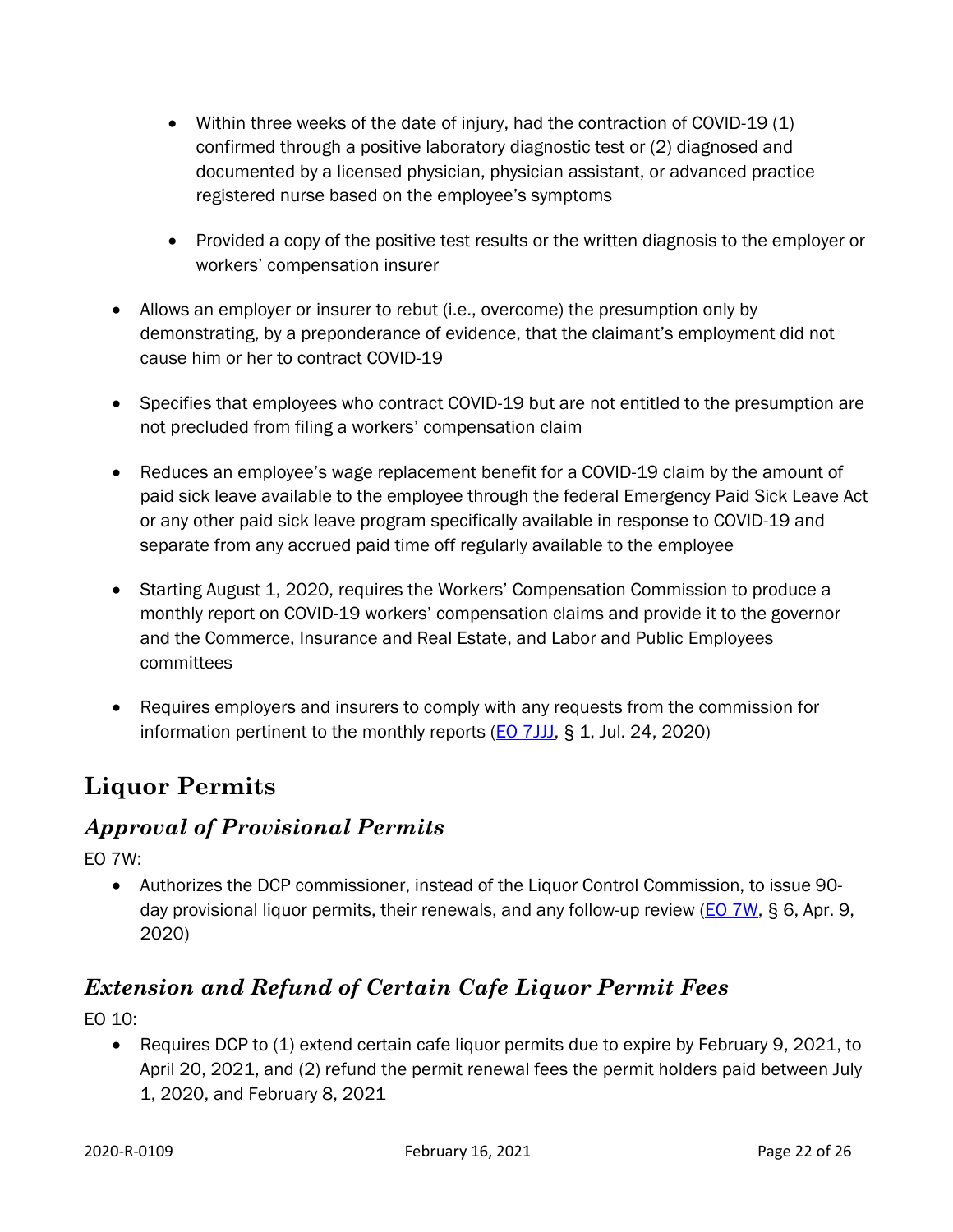- Within three weeks of the date of injury, had the contraction of COVID-19 (1) confirmed through a positive laboratory diagnostic test or (2) diagnosed and documented by a licensed physician, physician assistant, or advanced practice registered nurse based on the employee's symptoms
    - Provided a copy of the positive test results or the written diagnosis to the employer or workers' compensation insurer

- Allows an employer or insurer to rebut (i.e., overcome) the presumption only by demonstrating, by a preponderance of evidence, that the claimant's employment did not cause him or her to contract COVID-19
- Specifies that employees who contract COVID-19 but are not entitled to the presumption are not precluded from filing a workers' compensation claim
- Reduces an employee's wage replacement benefit for a COVID-19 claim by the amount of paid sick leave available to the employee through the federal Emergency Paid Sick Leave Act or any other paid sick leave program specifically available in response to COVID-19 and separate from any accrued paid time off regularly available to the employee
- Starting August 1, 2020, requires the Workers' Compensation Commission to produce a monthly report on COVID-19 workers' compensation claims and provide it to the governor and the Commerce, Insurance and Real Estate, and Labor and Public Employees committees
- Requires employers and insurers to comply with any requests from the commission for information pertinent to the monthly reports (EO 7JJJ, § 1, Jul. 24, 2020)

## Liquor Permits

### *Approval of Provisional Permits*

EO 7W:

- Authorizes the DCP commissioner, instead of the Liquor Control Commission, to issue 90-day provisional liquor permits, their renewals, and any follow-up review (EO 7W, § 6, Apr. 9, 2020)

### *Extension and Refund of Certain Cafe Liquor Permit Fees*

EO 10:

- Requires DCP to (1) extend certain cafe liquor permits due to expire by February 9, 2021, to April 20, 2021, and (2) refund the permit renewal fees the permit holders paid between July 1, 2020, and February 8, 2021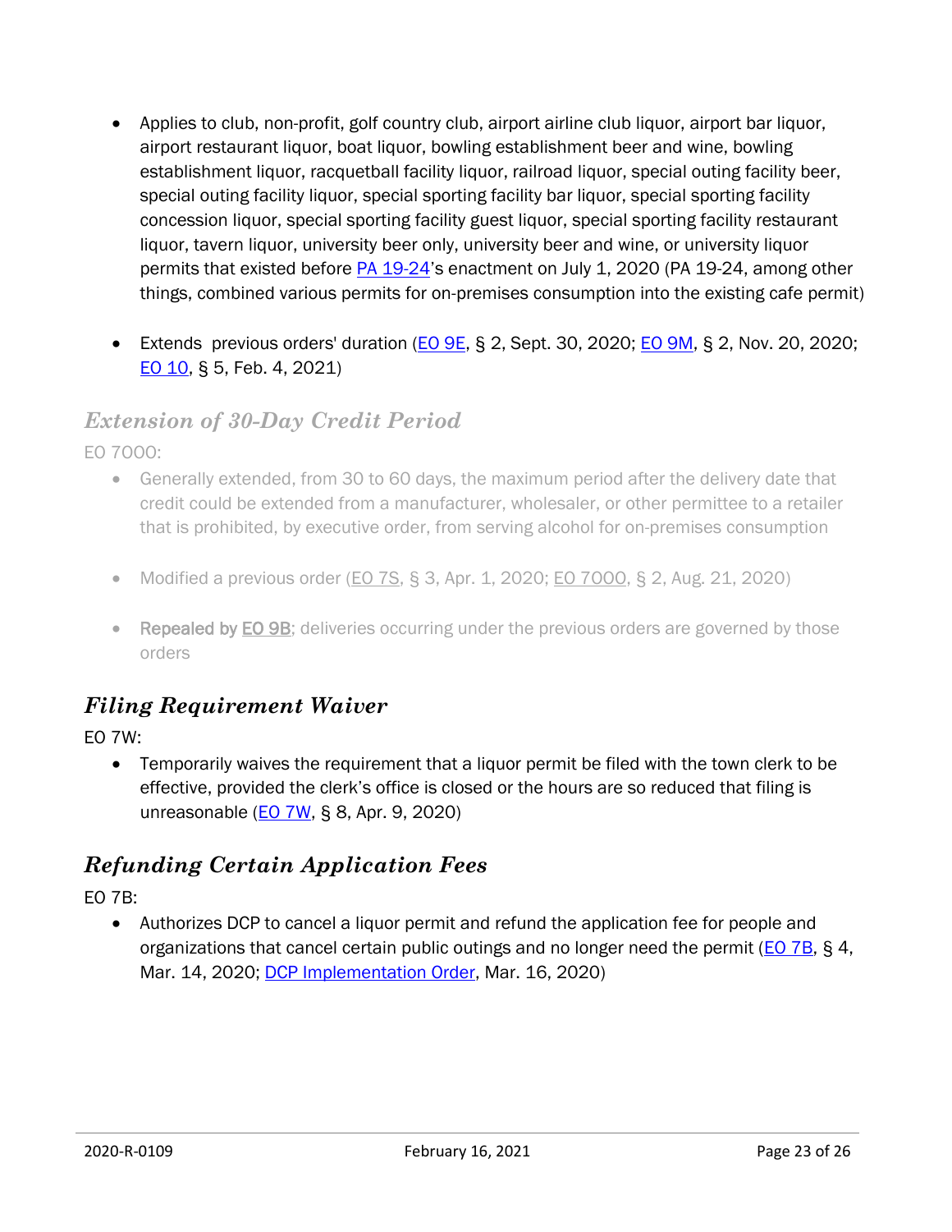- Applies to club, non-profit, golf country club, airport airline club liquor, airport bar liquor, airport restaurant liquor, boat liquor, bowling establishment beer and wine, bowling establishment liquor, racquetball facility liquor, railroad liquor, special outing facility beer, special outing facility liquor, special sporting facility bar liquor, special sporting facility concession liquor, special sporting facility guest liquor, special sporting facility restaurant liquor, tavern liquor, university beer only, university beer and wine, or university liquor permits that existed before PA 19-24's enactment on July 1, 2020 (PA 19-24, among other things, combined various permits for on-premises consumption into the existing cafe permit)

- Extends previous orders' duration (EO 9E, § 2, Sept. 30, 2020; EO 9M, § 2, Nov. 20, 2020; EO 10, § 5, Feb. 4, 2021)

## *Extension of 30-Day Credit Period*

EO 7OOO:

- Generally extended, from 30 to 60 days, the maximum period after the delivery date that credit could be extended from a manufacturer, wholesaler, or other permittee to a retailer that is prohibited, by executive order, from serving alcohol for on-premises consumption

- Modified a previous order (EO 7S, § 3, Apr. 1, 2020; EO 7OOO, § 2, Aug. 21, 2020)

- Repealed by EO 9B; deliveries occurring under the previous orders are governed by those orders

## *Filing Requirement Waiver*

EO 7W:

- Temporarily waives the requirement that a liquor permit be filed with the town clerk to be effective, provided the clerk's office is closed or the hours are so reduced that filing is unreasonable (EO 7W, § 8, Apr. 9, 2020)

## *Refunding Certain Application Fees*

EO 7B:

- Authorizes DCP to cancel a liquor permit and refund the application fee for people and organizations that cancel certain public outings and no longer need the permit (EO 7B, § 4, Mar. 14, 2020; DCP Implementation Order, Mar. 16, 2020)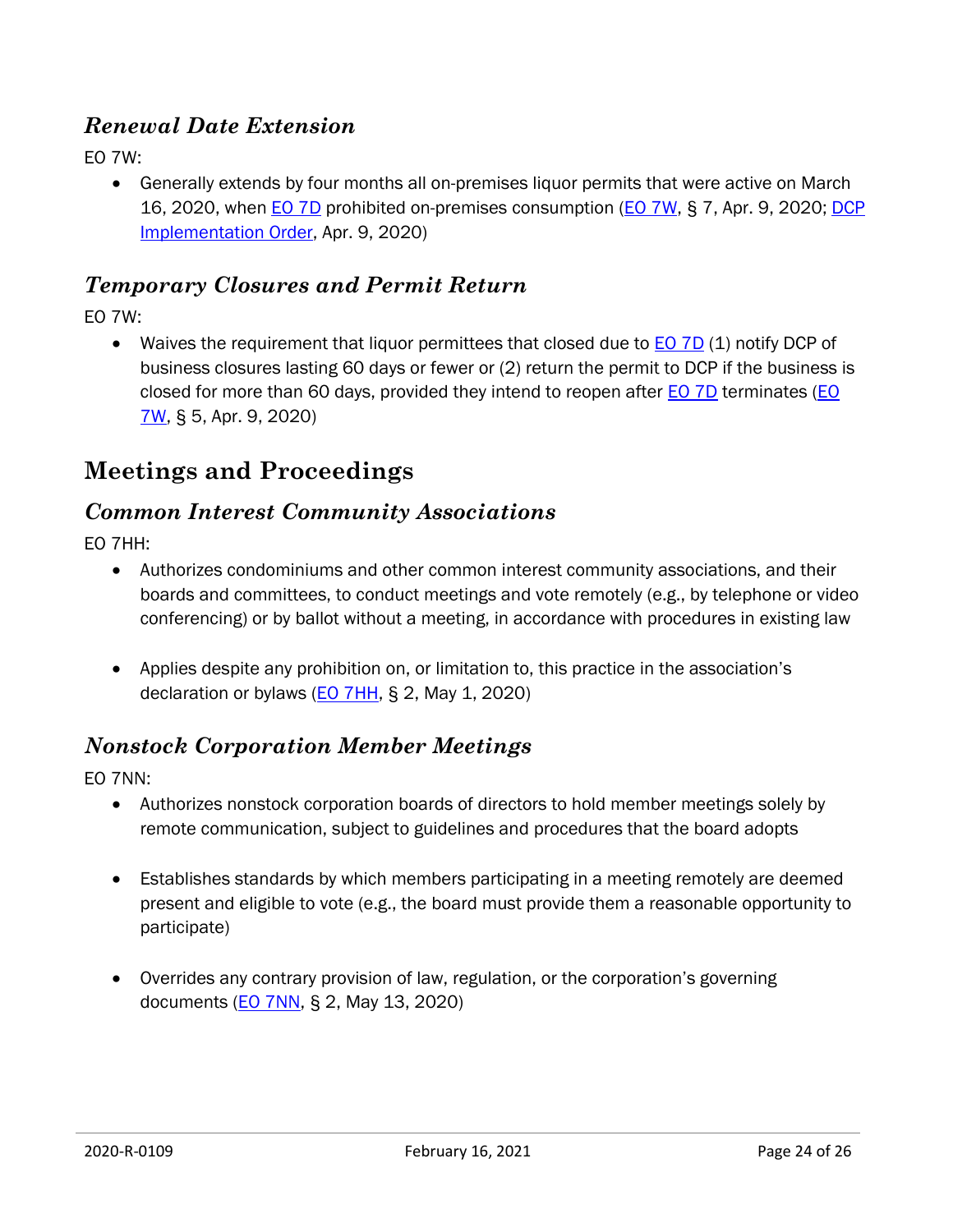### *Renewal Date Extension*

EO 7W:

- Generally extends by four months all on-premises liquor permits that were active on March 16, 2020, when EO 7D prohibited on-premises consumption (EO 7W, § 7, Apr. 9, 2020; DCP Implementation Order, Apr. 9, 2020)

### *Temporary Closures and Permit Return*

EO 7W:

- Waives the requirement that liquor permittees that closed due to EO 7D (1) notify DCP of business closures lasting 60 days or fewer or (2) return the permit to DCP if the business is closed for more than 60 days, provided they intend to reopen after EO 7D terminates (EO 7W, § 5, Apr. 9, 2020)

## Meetings and Proceedings

### *Common Interest Community Associations*

EO 7HH:

- Authorizes condominiums and other common interest community associations, and their boards and committees, to conduct meetings and vote remotely (e.g., by telephone or video conferencing) or by ballot without a meeting, in accordance with procedures in existing law

- Applies despite any prohibition on, or limitation to, this practice in the association's declaration or bylaws (EO 7HH, § 2, May 1, 2020)

### *Nonstock Corporation Member Meetings*

EO 7NN:

- Authorizes nonstock corporation boards of directors to hold member meetings solely by remote communication, subject to guidelines and procedures that the board adopts

- Establishes standards by which members participating in a meeting remotely are deemed present and eligible to vote (e.g., the board must provide them a reasonable opportunity to participate)

- Overrides any contrary provision of law, regulation, or the corporation's governing documents (EO 7NN, § 2, May 13, 2020)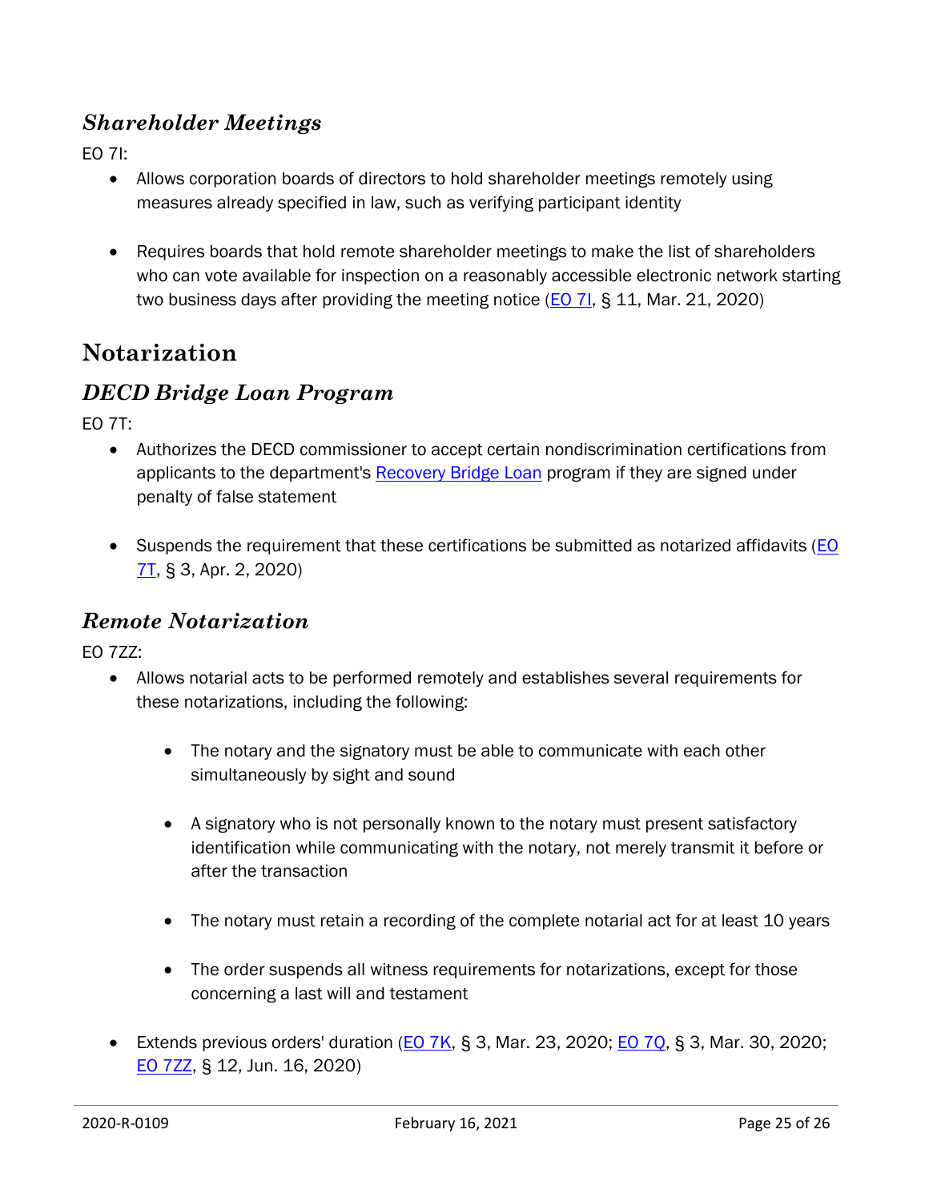### *Shareholder Meetings*

EO 7I:

- Allows corporation boards of directors to hold shareholder meetings remotely using measures already specified in law, such as verifying participant identity

- Requires boards that hold remote shareholder meetings to make the list of shareholders who can vote available for inspection on a reasonably accessible electronic network starting two business days after providing the meeting notice (EO 7I, § 11, Mar. 21, 2020)

## Notarization

### *DECD Bridge Loan Program*

EO 7T:

- Authorizes the DECD commissioner to accept certain nondiscrimination certifications from applicants to the department's Recovery Bridge Loan program if they are signed under penalty of false statement

- Suspends the requirement that these certifications be submitted as notarized affidavits (EO 7T, § 3, Apr. 2, 2020)

### *Remote Notarization*

EO 7ZZ:

- Allows notarial acts to be performed remotely and establishes several requirements for these notarizations, including the following:

  - The notary and the signatory must be able to communicate with each other simultaneously by sight and sound

  - A signatory who is not personally known to the notary must present satisfactory identification while communicating with the notary, not merely transmit it before or after the transaction

  - The notary must retain a recording of the complete notarial act for at least 10 years

  - The order suspends all witness requirements for notarizations, except for those concerning a last will and testament

- Extends previous orders' duration (EO 7K, § 3, Mar. 23, 2020; EO 7Q, § 3, Mar. 30, 2020; EO 7ZZ, § 12, Jun. 16, 2020)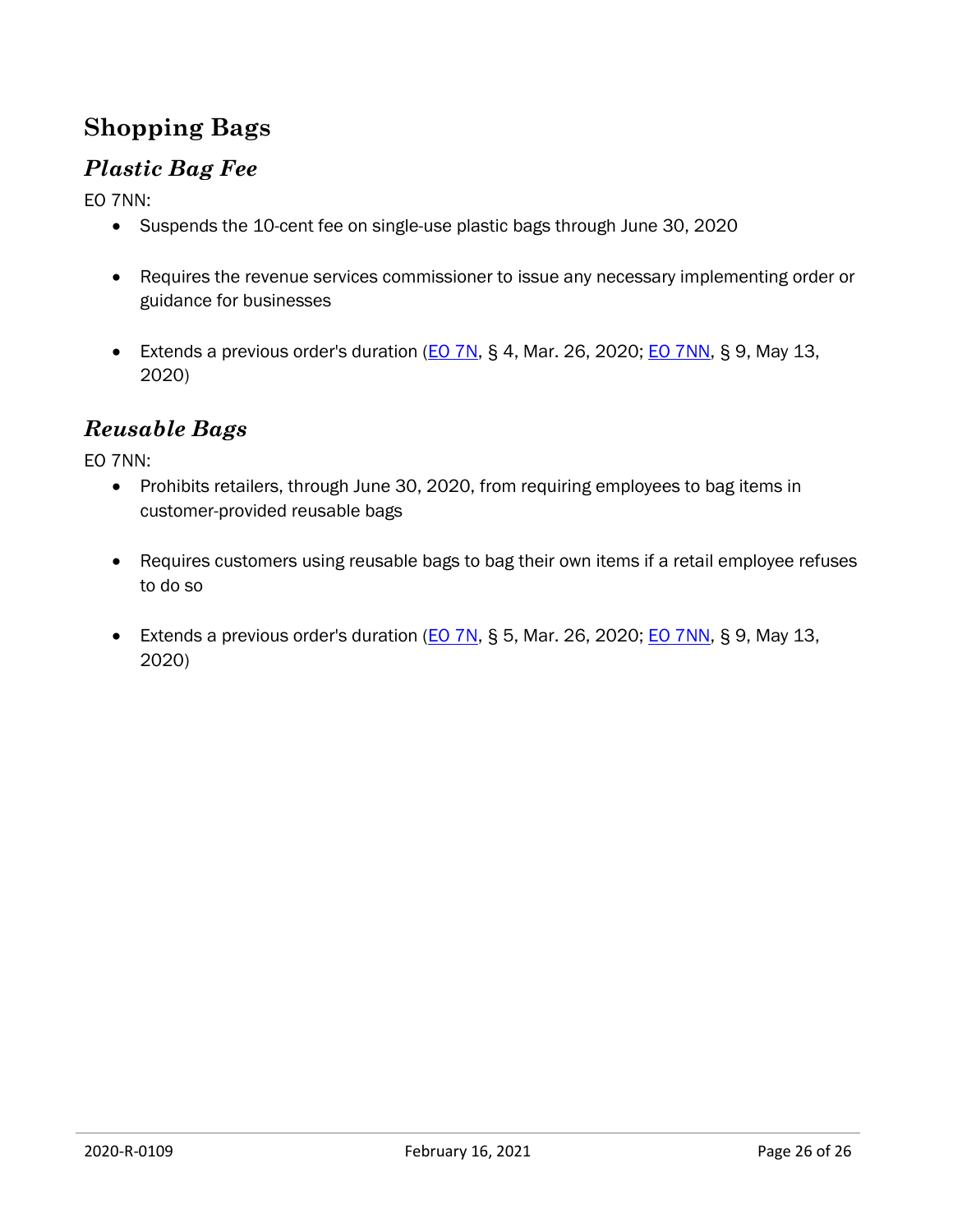## Shopping Bags

### *Plastic Bag Fee*

EO 7NN:

- Suspends the 10-cent fee on single-use plastic bags through June 30, 2020
- Requires the revenue services commissioner to issue any necessary implementing order or guidance for businesses
- Extends a previous order's duration (EO 7N, § 4, Mar. 26, 2020; EO 7NN, § 9, May 13, 2020)

### *Reusable Bags*

EO 7NN:

- Prohibits retailers, through June 30, 2020, from requiring employees to bag items in customer-provided reusable bags
- Requires customers using reusable bags to bag their own items if a retail employee refuses to do so
- Extends a previous order's duration (EO 7N, § 5, Mar. 26, 2020; EO 7NN, § 9, May 13, 2020)